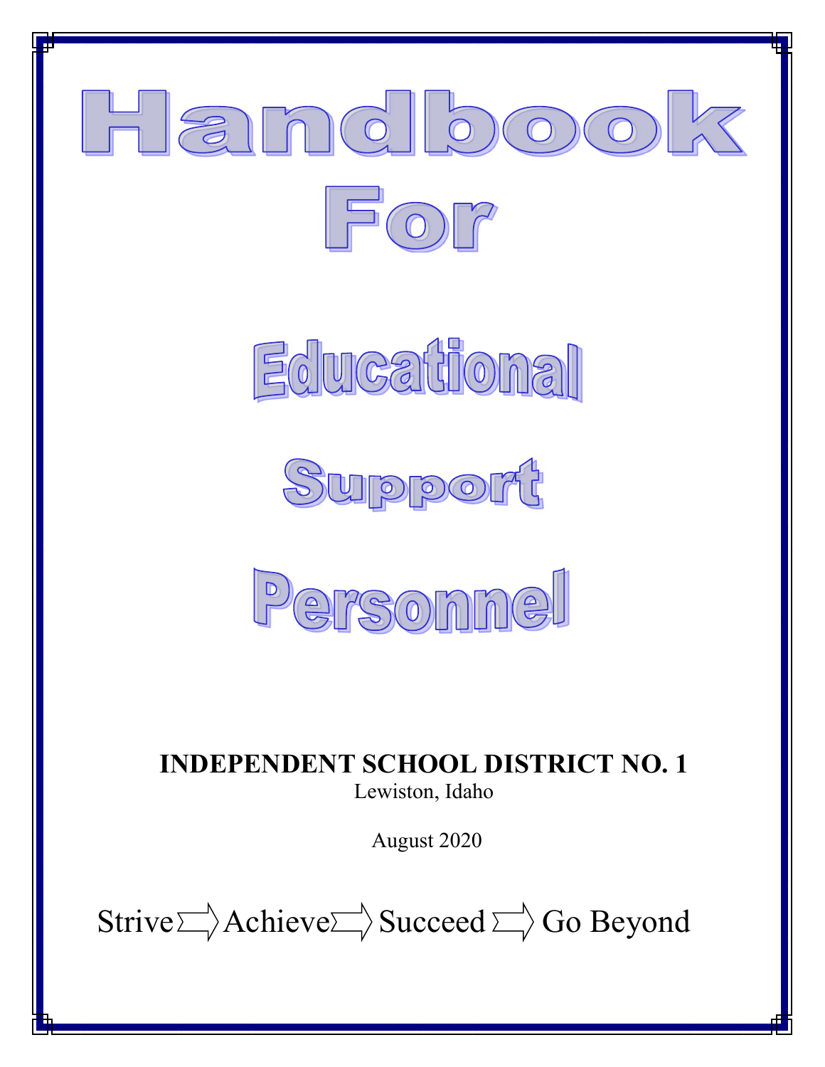# Handbook For Educational Support Personnel

**INDEPENDENT SCHOOL DISTRICT NO. 1**

Lewiston, Idaho

August 2020

Strive ⇨ Achieve ⇨ Succeed ⇨ Go Beyond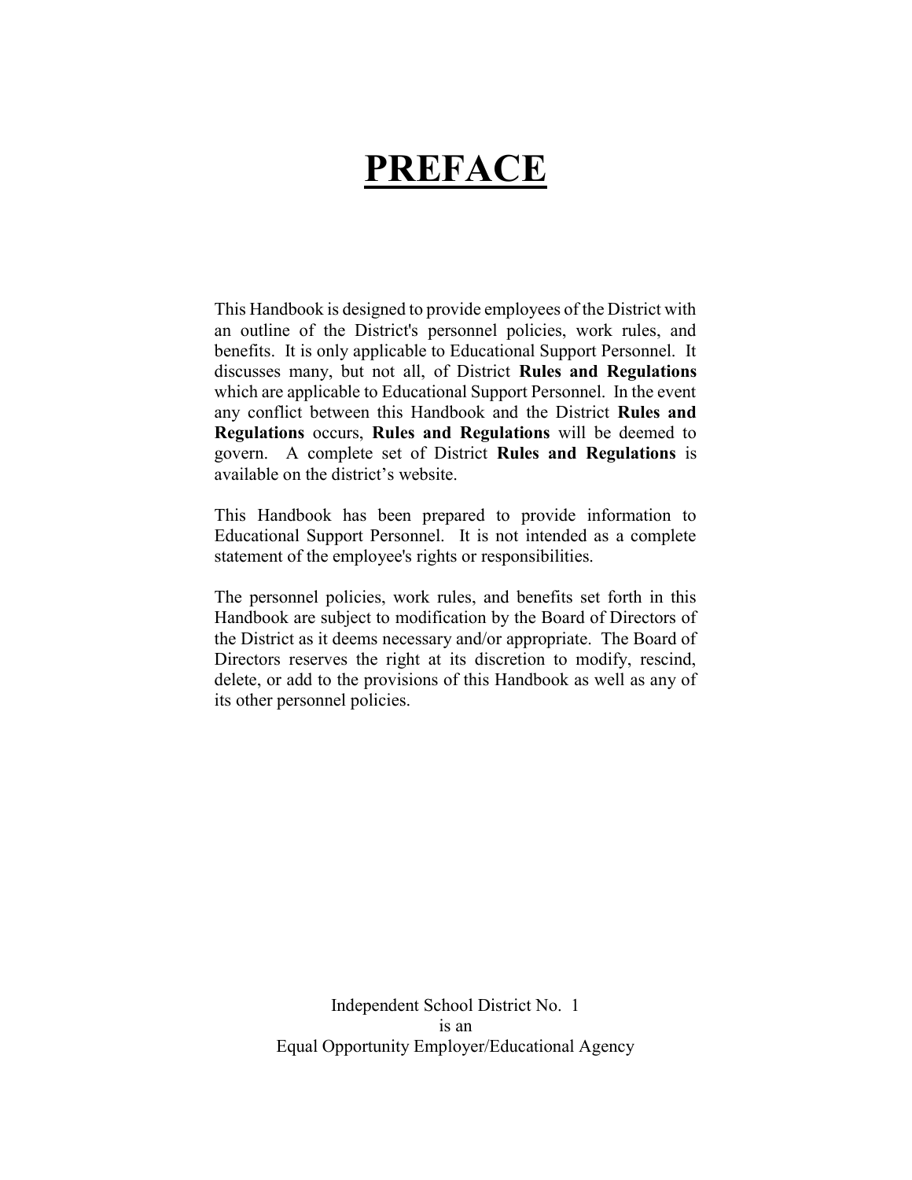# PREFACE

This Handbook is designed to provide employees of the District with an outline of the District's personnel policies, work rules, and benefits. It is only applicable to Educational Support Personnel. It discusses many, but not all, of District **Rules and Regulations** which are applicable to Educational Support Personnel. In the event any conflict between this Handbook and the District **Rules and Regulations** occurs, **Rules and Regulations** will be deemed to govern. A complete set of District **Rules and Regulations** is available on the district's website.

This Handbook has been prepared to provide information to Educational Support Personnel. It is not intended as a complete statement of the employee's rights or responsibilities.

The personnel policies, work rules, and benefits set forth in this Handbook are subject to modification by the Board of Directors of the District as it deems necessary and/or appropriate. The Board of Directors reserves the right at its discretion to modify, rescind, delete, or add to the provisions of this Handbook as well as any of its other personnel policies.

Independent School District No. 1
is an
Equal Opportunity Employer/Educational Agency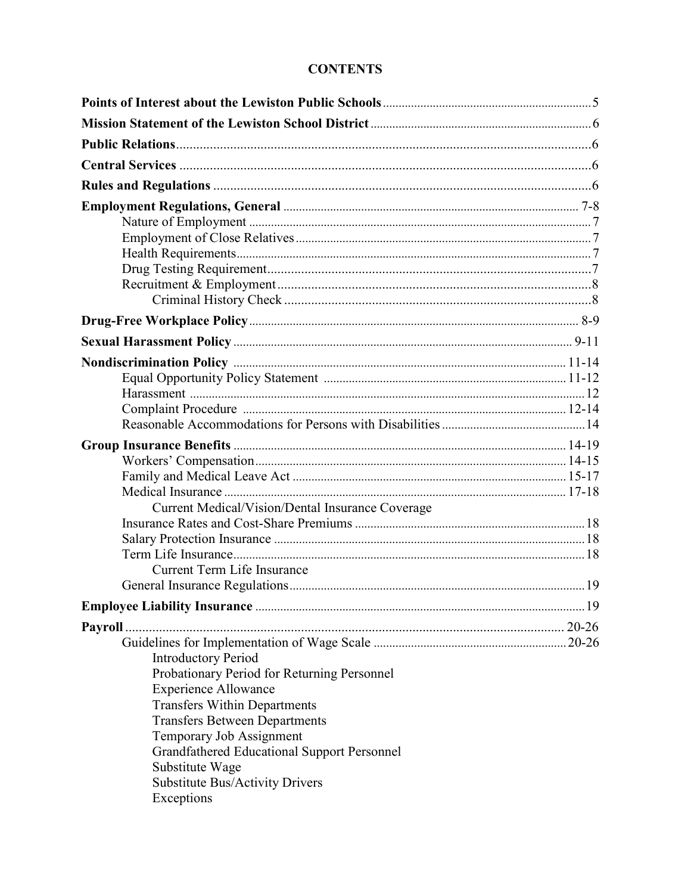# CONTENTS

| | |
|---|---|
| **Points of Interest about the Lewiston Public Schools** | 5 |
| **Mission Statement of the Lewiston School District** | 6 |
| **Public Relations** | 6 |
| **Central Services** | 6 |
| **Rules and Regulations** | 6 |
| **Employment Regulations, General** | 7-8 |
| Nature of Employment | 7 |
| Employment of Close Relatives | 7 |
| Health Requirements | 7 |
| Drug Testing Requirement | 7 |
| Recruitment & Employment | 8 |
| Criminal History Check | 8 |
| **Drug-Free Workplace Policy** | 8-9 |
| **Sexual Harassment Policy** | 9-11 |
| **Nondiscrimination Policy** | 11-14 |
| Equal Opportunity Policy Statement | 11-12 |
| Harassment | 12 |
| Complaint Procedure | 12-14 |
| Reasonable Accommodations for Persons with Disabilities | 14 |
| **Group Insurance Benefits** | 14-19 |
| Workers' Compensation | 14-15 |
| Family and Medical Leave Act | 15-17 |
| Medical Insurance | 17-18 |
| Current Medical/Vision/Dental Insurance Coverage | |
| Insurance Rates and Cost-Share Premiums | 18 |
| Salary Protection Insurance | 18 |
| Term Life Insurance | 18 |
| Current Term Life Insurance | |
| General Insurance Regulations | 19 |
| **Employee Liability Insurance** | 19 |
| **Payroll** | 20-26 |
| Guidelines for Implementation of Wage Scale | 20-26 |
| Introductory Period | |
| Probationary Period for Returning Personnel | |
| Experience Allowance | |
| Transfers Within Departments | |
| Transfers Between Departments | |
| Temporary Job Assignment | |
| Grandfathered Educational Support Personnel | |
| Substitute Wage | |
| Substitute Bus/Activity Drivers | |
| Exceptions | |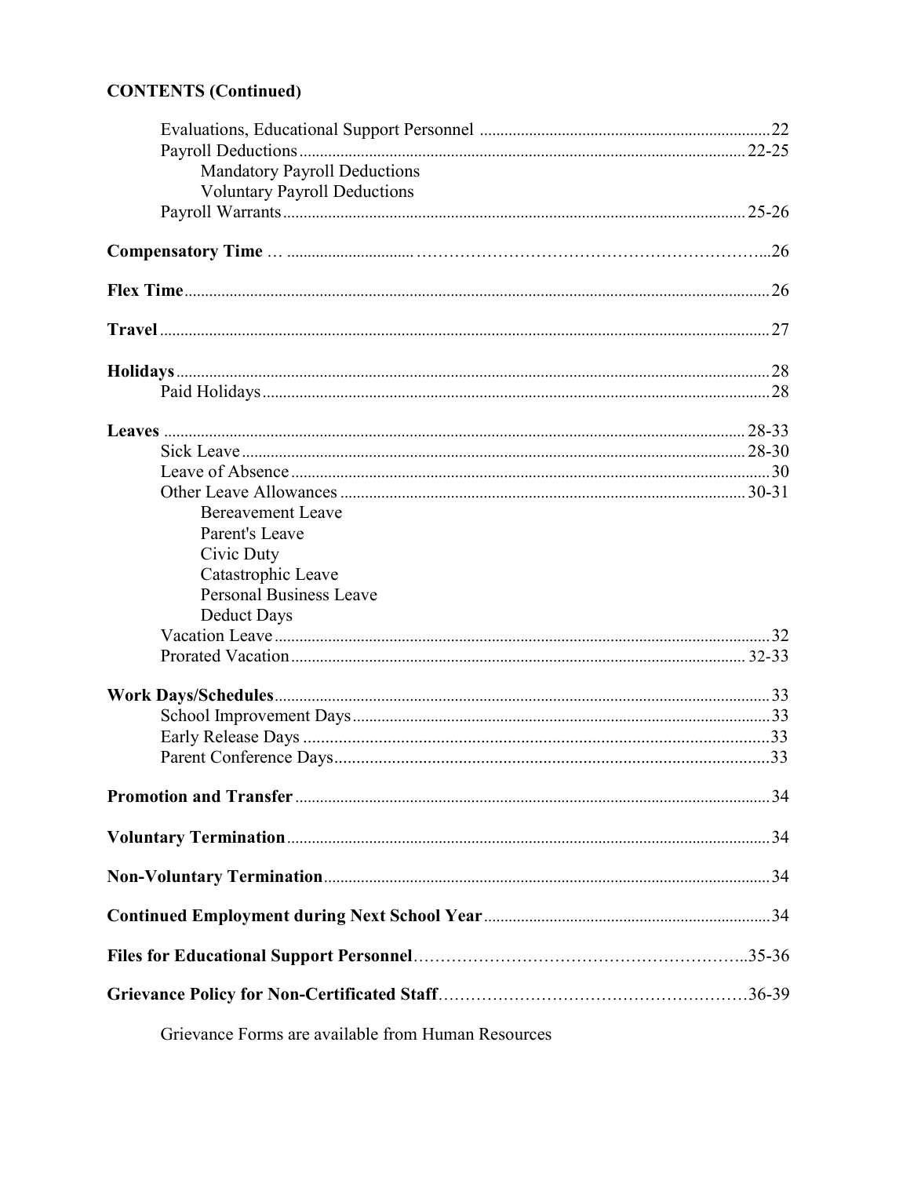**CONTENTS (Continued)**

Evaluations, Educational Support Personnel ....... 22
Payroll Deductions ....... 22-25
- Mandatory Payroll Deductions
- Voluntary Payroll Deductions

Payroll Warrants ....... 25-26

**Compensatory Time** ....... 26

**Flex Time** ....... 26

**Travel** ....... 27

**Holidays** ....... 28
Paid Holidays ....... 28

**Leaves** ....... 28-33
Sick Leave ....... 28-30
Leave of Absence ....... 30
Other Leave Allowances ....... 30-31
- Bereavement Leave
- Parent's Leave
- Civic Duty
- Catastrophic Leave
- Personal Business Leave
- Deduct Days

Vacation Leave ....... 32
Prorated Vacation ....... 32-33

**Work Days/Schedules** ....... 33
School Improvement Days ....... 33
Early Release Days ....... 33
Parent Conference Days ....... 33

**Promotion and Transfer** ....... 34

**Voluntary Termination** ....... 34

**Non-Voluntary Termination** ....... 34

**Continued Employment during Next School Year** ....... 34

**Files for Educational Support Personnel** ....... 35-36

**Grievance Policy for Non-Certificated Staff** ....... 36-39

Grievance Forms are available from Human Resources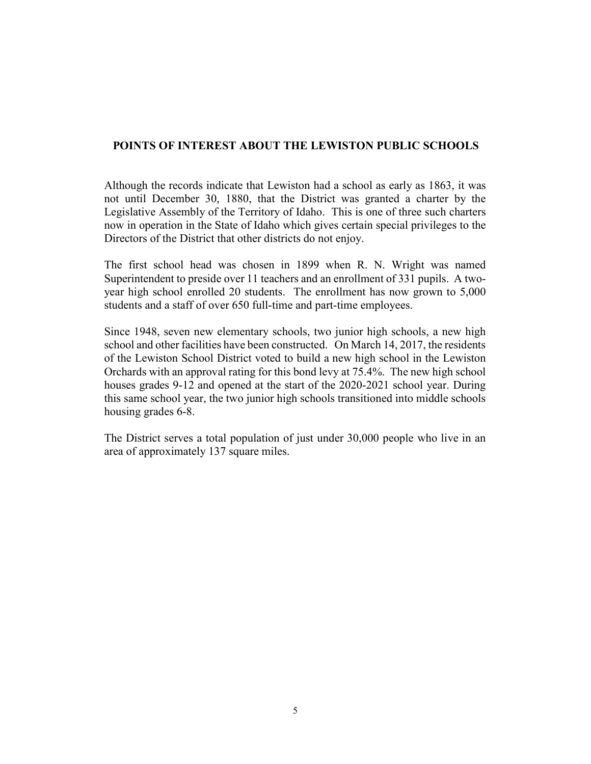## POINTS OF INTEREST ABOUT THE LEWISTON PUBLIC SCHOOLS

Although the records indicate that Lewiston had a school as early as 1863, it was not until December 30, 1880, that the District was granted a charter by the Legislative Assembly of the Territory of Idaho. This is one of three such charters now in operation in the State of Idaho which gives certain special privileges to the Directors of the District that other districts do not enjoy.

The first school head was chosen in 1899 when R. N. Wright was named Superintendent to preside over 11 teachers and an enrollment of 331 pupils. A two-year high school enrolled 20 students. The enrollment has now grown to 5,000 students and a staff of over 650 full-time and part-time employees.

Since 1948, seven new elementary schools, two junior high schools, a new high school and other facilities have been constructed. On March 14, 2017, the residents of the Lewiston School District voted to build a new high school in the Lewiston Orchards with an approval rating for this bond levy at 75.4%. The new high school houses grades 9-12 and opened at the start of the 2020-2021 school year. During this same school year, the two junior high schools transitioned into middle schools housing grades 6-8.

The District serves a total population of just under 30,000 people who live in an area of approximately 137 square miles.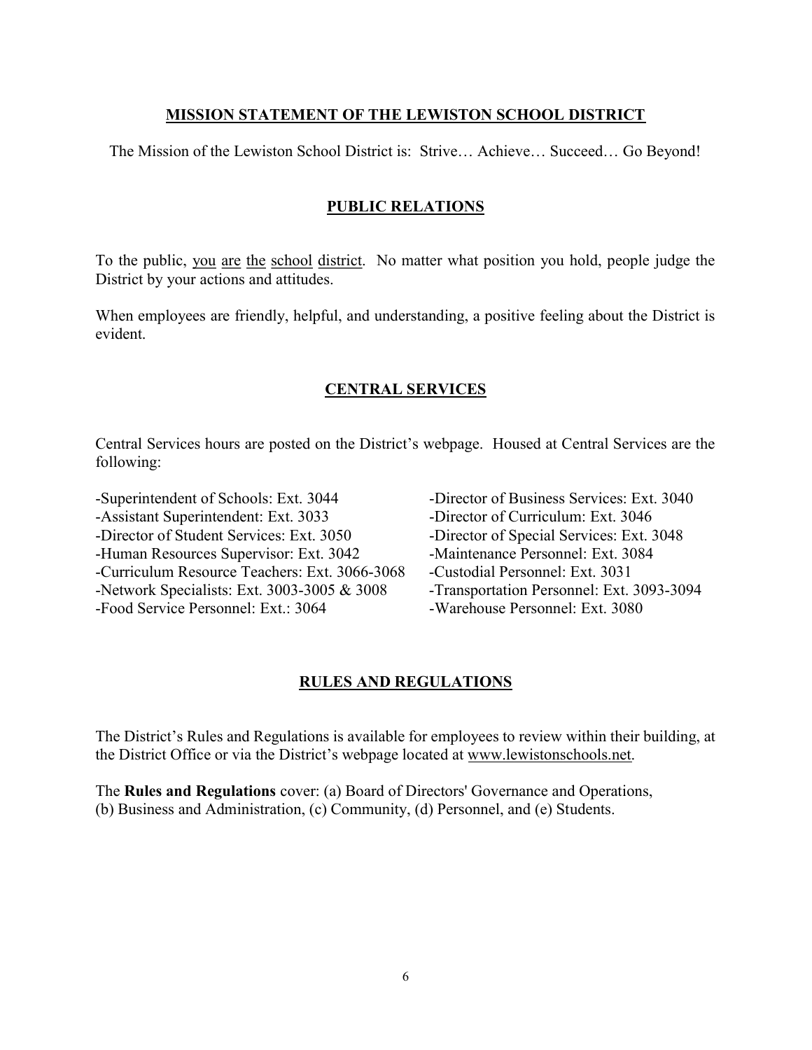## MISSION STATEMENT OF THE LEWISTON SCHOOL DISTRICT

The Mission of the Lewiston School District is: Strive… Achieve… Succeed… Go Beyond!

## PUBLIC RELATIONS

To the public, you are the school district. No matter what position you hold, people judge the District by your actions and attitudes.

When employees are friendly, helpful, and understanding, a positive feeling about the District is evident.

## CENTRAL SERVICES

Central Services hours are posted on the District's webpage. Housed at Central Services are the following:

- Superintendent of Schools: Ext. 3044
- Assistant Superintendent: Ext. 3033
- Director of Student Services: Ext. 3050
- Human Resources Supervisor: Ext. 3042
- Curriculum Resource Teachers: Ext. 3066-3068
- Network Specialists: Ext. 3003-3005 & 3008
- Food Service Personnel: Ext.: 3064
- Director of Business Services: Ext. 3040
- Director of Curriculum: Ext. 3046
- Director of Special Services: Ext. 3048
- Maintenance Personnel: Ext. 3084
- Custodial Personnel: Ext. 3031
- Transportation Personnel: Ext. 3093-3094
- Warehouse Personnel: Ext. 3080

## RULES AND REGULATIONS

The District's Rules and Regulations is available for employees to review within their building, at the District Office or via the District's webpage located at www.lewistonschools.net.

The **Rules and Regulations** cover: (a) Board of Directors' Governance and Operations, (b) Business and Administration, (c) Community, (d) Personnel, and (e) Students.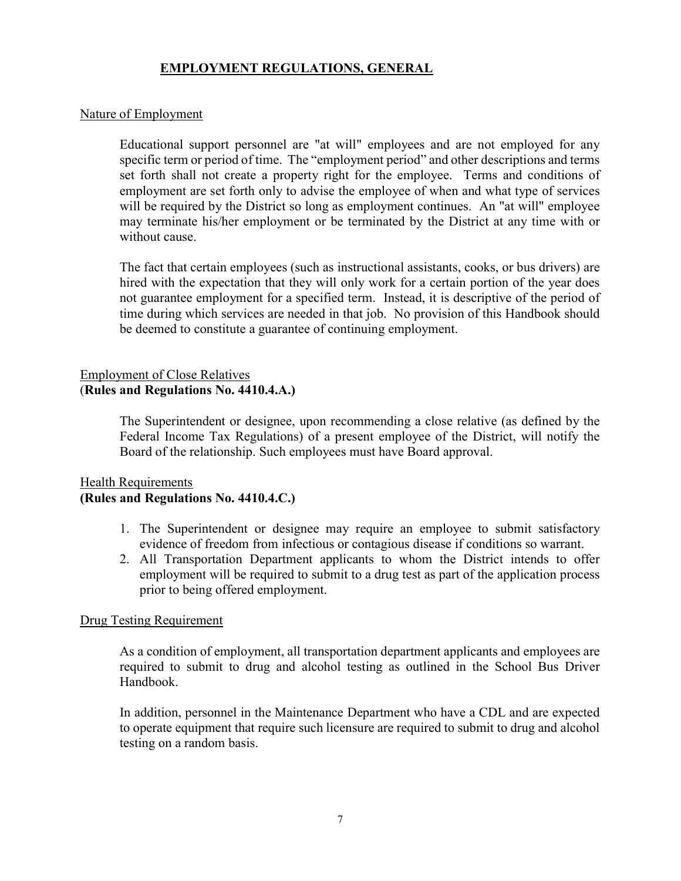# EMPLOYMENT REGULATIONS, GENERAL

## Nature of Employment

Educational support personnel are "at will" employees and are not employed for any specific term or period of time. The "employment period" and other descriptions and terms set forth shall not create a property right for the employee. Terms and conditions of employment are set forth only to advise the employee of when and what type of services will be required by the District so long as employment continues. An "at will" employee may terminate his/her employment or be terminated by the District at any time with or without cause.

The fact that certain employees (such as instructional assistants, cooks, or bus drivers) are hired with the expectation that they will only work for a certain portion of the year does not guarantee employment for a specified term. Instead, it is descriptive of the period of time during which services are needed in that job. No provision of this Handbook should be deemed to constitute a guarantee of continuing employment.

## Employment of Close Relatives
**(Rules and Regulations No. 4410.4.A.)**

The Superintendent or designee, upon recommending a close relative (as defined by the Federal Income Tax Regulations) of a present employee of the District, will notify the Board of the relationship. Such employees must have Board approval.

## Health Requirements
**(Rules and Regulations No. 4410.4.C.)**

1. The Superintendent or designee may require an employee to submit satisfactory evidence of freedom from infectious or contagious disease if conditions so warrant.
2. All Transportation Department applicants to whom the District intends to offer employment will be required to submit to a drug test as part of the application process prior to being offered employment.

## Drug Testing Requirement

As a condition of employment, all transportation department applicants and employees are required to submit to drug and alcohol testing as outlined in the School Bus Driver Handbook.

In addition, personnel in the Maintenance Department who have a CDL and are expected to operate equipment that require such licensure are required to submit to drug and alcohol testing on a random basis.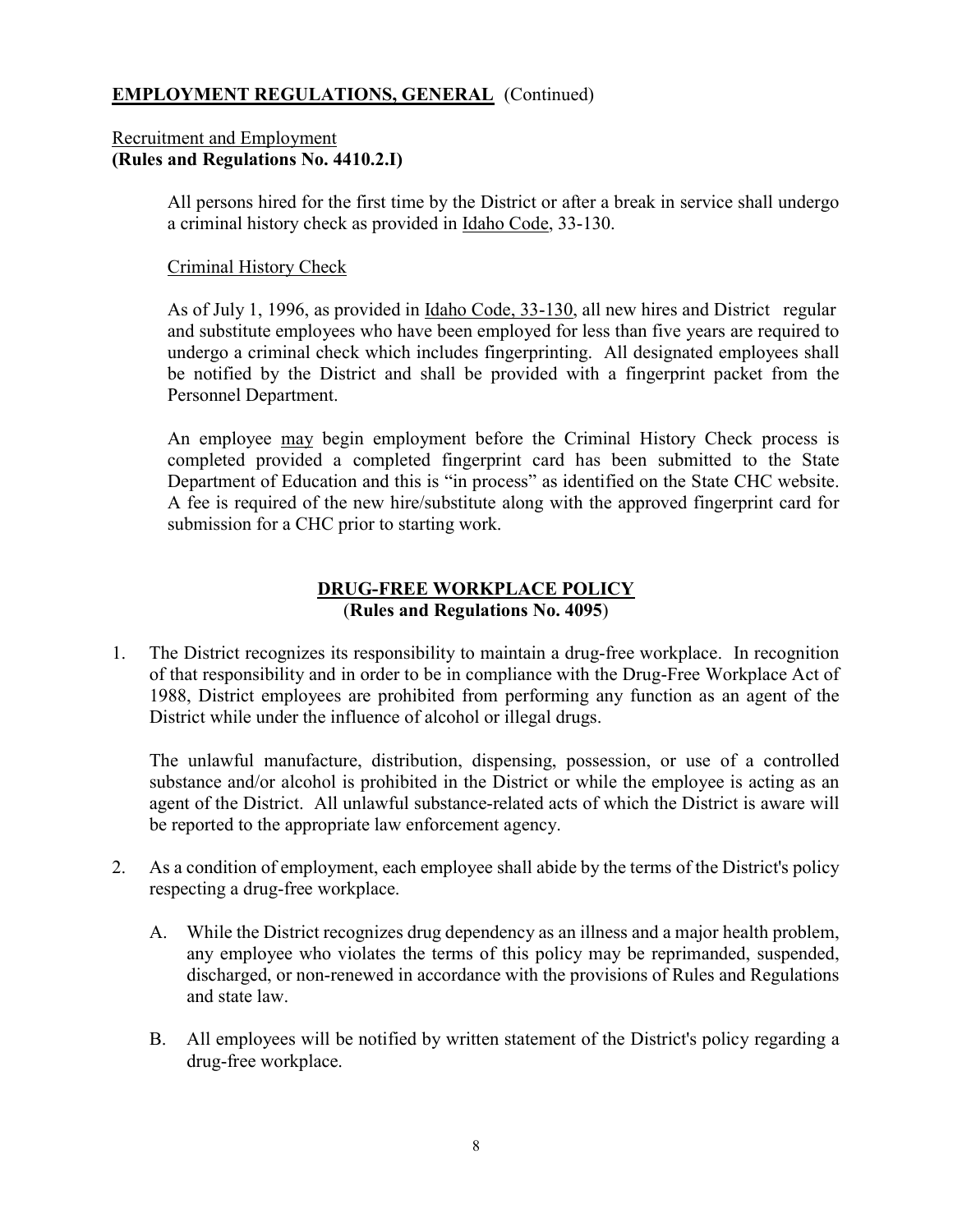## EMPLOYMENT REGULATIONS, GENERAL (Continued)

Recruitment and Employment
**(Rules and Regulations No. 4410.2.I)**

All persons hired for the first time by the District or after a break in service shall undergo a criminal history check as provided in Idaho Code, 33-130.

Criminal History Check

As of July 1, 1996, as provided in Idaho Code, 33-130, all new hires and District regular and substitute employees who have been employed for less than five years are required to undergo a criminal check which includes fingerprinting. All designated employees shall be notified by the District and shall be provided with a fingerprint packet from the Personnel Department.

An employee may begin employment before the Criminal History Check process is completed provided a completed fingerprint card has been submitted to the State Department of Education and this is "in process" as identified on the State CHC website. A fee is required of the new hire/substitute along with the approved fingerprint card for submission for a CHC prior to starting work.

## DRUG-FREE WORKPLACE POLICY
(**Rules and Regulations No. 4095**)

1. The District recognizes its responsibility to maintain a drug-free workplace. In recognition of that responsibility and in order to be in compliance with the Drug-Free Workplace Act of 1988, District employees are prohibited from performing any function as an agent of the District while under the influence of alcohol or illegal drugs.

   The unlawful manufacture, distribution, dispensing, possession, or use of a controlled substance and/or alcohol is prohibited in the District or while the employee is acting as an agent of the District. All unlawful substance-related acts of which the District is aware will be reported to the appropriate law enforcement agency.

2. As a condition of employment, each employee shall abide by the terms of the District's policy respecting a drug-free workplace.

   A. While the District recognizes drug dependency as an illness and a major health problem, any employee who violates the terms of this policy may be reprimanded, suspended, discharged, or non-renewed in accordance with the provisions of Rules and Regulations and state law.

   B. All employees will be notified by written statement of the District's policy regarding a drug-free workplace.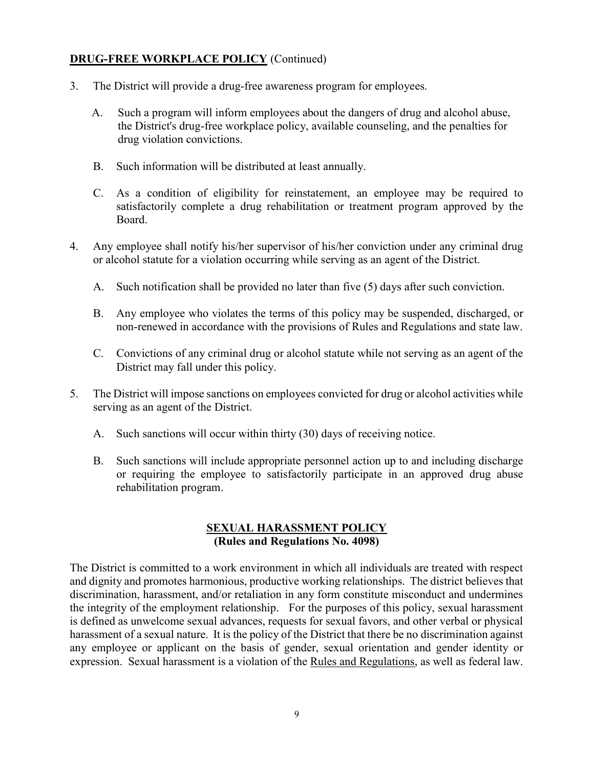**DRUG-FREE WORKPLACE POLICY** (Continued)

3. The District will provide a drug-free awareness program for employees.

   A. Such a program will inform employees about the dangers of drug and alcohol abuse, the District's drug-free workplace policy, available counseling, and the penalties for drug violation convictions.

   B. Such information will be distributed at least annually.

   C. As a condition of eligibility for reinstatement, an employee may be required to satisfactorily complete a drug rehabilitation or treatment program approved by the Board.

4. Any employee shall notify his/her supervisor of his/her conviction under any criminal drug or alcohol statute for a violation occurring while serving as an agent of the District.

   A. Such notification shall be provided no later than five (5) days after such conviction.

   B. Any employee who violates the terms of this policy may be suspended, discharged, or non-renewed in accordance with the provisions of Rules and Regulations and state law.

   C. Convictions of any criminal drug or alcohol statute while not serving as an agent of the District may fall under this policy.

5. The District will impose sanctions on employees convicted for drug or alcohol activities while serving as an agent of the District.

   A. Such sanctions will occur within thirty (30) days of receiving notice.

   B. Such sanctions will include appropriate personnel action up to and including discharge or requiring the employee to satisfactorily participate in an approved drug abuse rehabilitation program.

## SEXUAL HARASSMENT POLICY
**(Rules and Regulations No. 4098)**

The District is committed to a work environment in which all individuals are treated with respect and dignity and promotes harmonious, productive working relationships. The district believes that discrimination, harassment, and/or retaliation in any form constitute misconduct and undermines the integrity of the employment relationship. For the purposes of this policy, sexual harassment is defined as unwelcome sexual advances, requests for sexual favors, and other verbal or physical harassment of a sexual nature. It is the policy of the District that there be no discrimination against any employee or applicant on the basis of gender, sexual orientation and gender identity or expression. Sexual harassment is a violation of the Rules and Regulations, as well as federal law.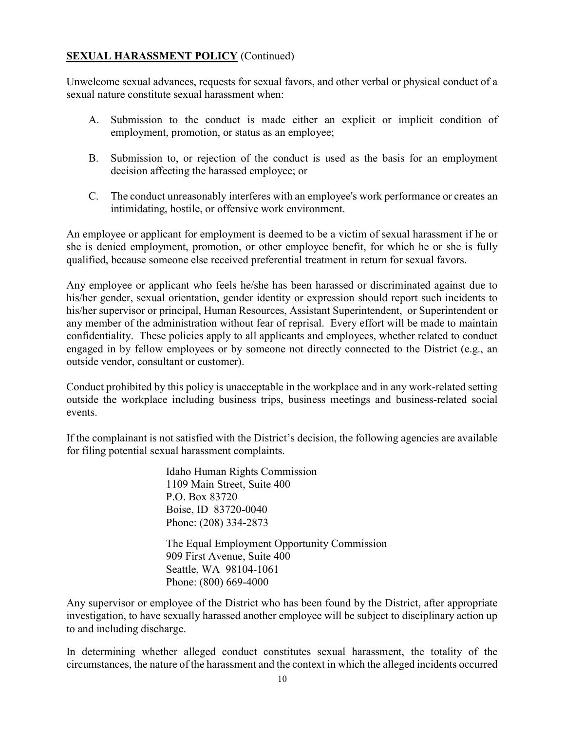**SEXUAL HARASSMENT POLICY** (Continued)

Unwelcome sexual advances, requests for sexual favors, and other verbal or physical conduct of a sexual nature constitute sexual harassment when:

A. Submission to the conduct is made either an explicit or implicit condition of employment, promotion, or status as an employee;

B. Submission to, or rejection of the conduct is used as the basis for an employment decision affecting the harassed employee; or

C. The conduct unreasonably interferes with an employee's work performance or creates an intimidating, hostile, or offensive work environment.

An employee or applicant for employment is deemed to be a victim of sexual harassment if he or she is denied employment, promotion, or other employee benefit, for which he or she is fully qualified, because someone else received preferential treatment in return for sexual favors.

Any employee or applicant who feels he/she has been harassed or discriminated against due to his/her gender, sexual orientation, gender identity or expression should report such incidents to his/her supervisor or principal, Human Resources, Assistant Superintendent, or Superintendent or any member of the administration without fear of reprisal. Every effort will be made to maintain confidentiality. These policies apply to all applicants and employees, whether related to conduct engaged in by fellow employees or by someone not directly connected to the District (e.g., an outside vendor, consultant or customer).

Conduct prohibited by this policy is unacceptable in the workplace and in any work-related setting outside the workplace including business trips, business meetings and business-related social events.

If the complainant is not satisfied with the District's decision, the following agencies are available for filing potential sexual harassment complaints.

Idaho Human Rights Commission
1109 Main Street, Suite 400
P.O. Box 83720
Boise, ID 83720-0040
Phone: (208) 334-2873

The Equal Employment Opportunity Commission
909 First Avenue, Suite 400
Seattle, WA 98104-1061
Phone: (800) 669-4000

Any supervisor or employee of the District who has been found by the District, after appropriate investigation, to have sexually harassed another employee will be subject to disciplinary action up to and including discharge.

In determining whether alleged conduct constitutes sexual harassment, the totality of the circumstances, the nature of the harassment and the context in which the alleged incidents occurred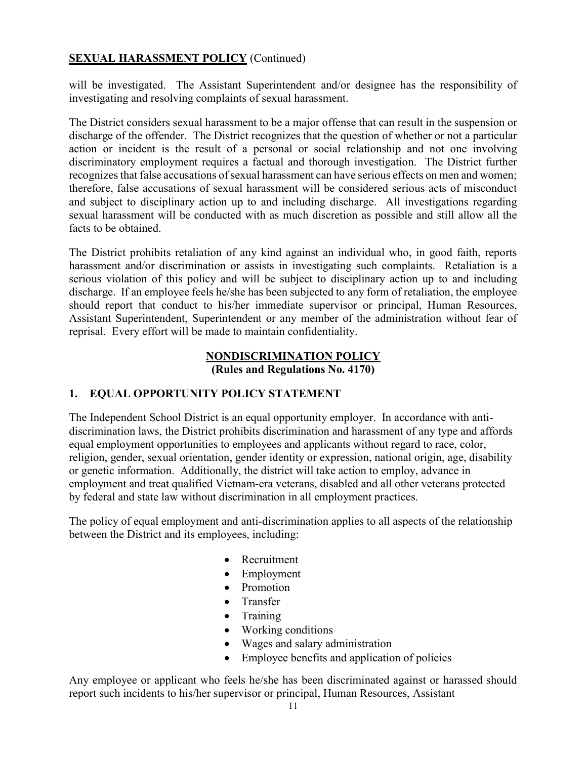**SEXUAL HARASSMENT POLICY** (Continued)

will be investigated. The Assistant Superintendent and/or designee has the responsibility of investigating and resolving complaints of sexual harassment.

The District considers sexual harassment to be a major offense that can result in the suspension or discharge of the offender. The District recognizes that the question of whether or not a particular action or incident is the result of a personal or social relationship and not one involving discriminatory employment requires a factual and thorough investigation. The District further recognizes that false accusations of sexual harassment can have serious effects on men and women; therefore, false accusations of sexual harassment will be considered serious acts of misconduct and subject to disciplinary action up to and including discharge. All investigations regarding sexual harassment will be conducted with as much discretion as possible and still allow all the facts to be obtained.

The District prohibits retaliation of any kind against an individual who, in good faith, reports harassment and/or discrimination or assists in investigating such complaints. Retaliation is a serious violation of this policy and will be subject to disciplinary action up to and including discharge. If an employee feels he/she has been subjected to any form of retaliation, the employee should report that conduct to his/her immediate supervisor or principal, Human Resources, Assistant Superintendent, Superintendent or any member of the administration without fear of reprisal. Every effort will be made to maintain confidentiality.

## NONDISCRIMINATION POLICY
**(Rules and Regulations No. 4170)**

### 1. EQUAL OPPORTUNITY POLICY STATEMENT

The Independent School District is an equal opportunity employer. In accordance with anti-discrimination laws, the District prohibits discrimination and harassment of any type and affords equal employment opportunities to employees and applicants without regard to race, color, religion, gender, sexual orientation, gender identity or expression, national origin, age, disability or genetic information. Additionally, the district will take action to employ, advance in employment and treat qualified Vietnam-era veterans, disabled and all other veterans protected by federal and state law without discrimination in all employment practices.

The policy of equal employment and anti-discrimination applies to all aspects of the relationship between the District and its employees, including:

- Recruitment
- Employment
- Promotion
- Transfer
- Training
- Working conditions
- Wages and salary administration
- Employee benefits and application of policies

Any employee or applicant who feels he/she has been discriminated against or harassed should report such incidents to his/her supervisor or principal, Human Resources, Assistant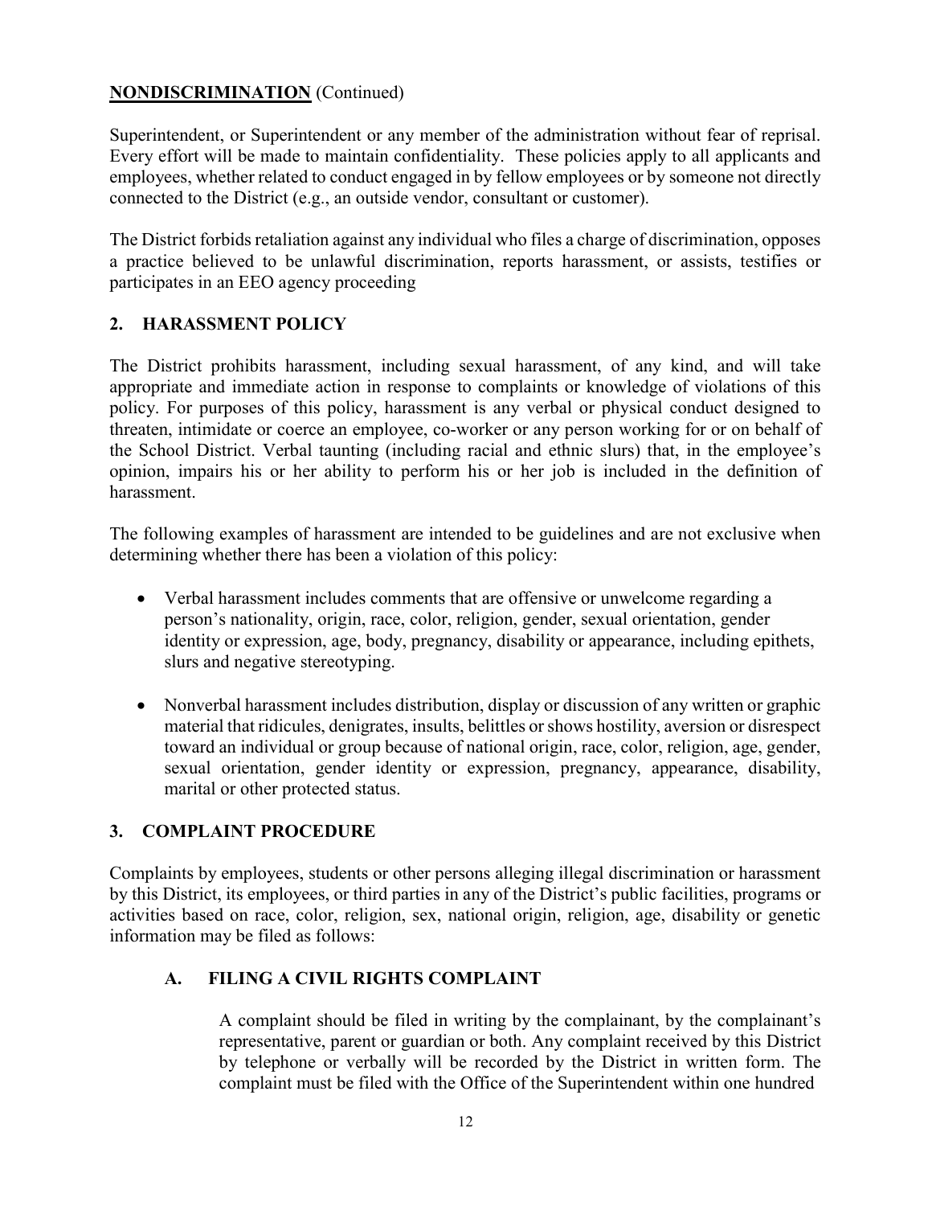**NONDISCRIMINATION** (Continued)

Superintendent, or Superintendent or any member of the administration without fear of reprisal. Every effort will be made to maintain confidentiality. These policies apply to all applicants and employees, whether related to conduct engaged in by fellow employees or by someone not directly connected to the District (e.g., an outside vendor, consultant or customer).

The District forbids retaliation against any individual who files a charge of discrimination, opposes a practice believed to be unlawful discrimination, reports harassment, or assists, testifies or participates in an EEO agency proceeding

## 2. HARASSMENT POLICY

The District prohibits harassment, including sexual harassment, of any kind, and will take appropriate and immediate action in response to complaints or knowledge of violations of this policy. For purposes of this policy, harassment is any verbal or physical conduct designed to threaten, intimidate or coerce an employee, co-worker or any person working for or on behalf of the School District. Verbal taunting (including racial and ethnic slurs) that, in the employee's opinion, impairs his or her ability to perform his or her job is included in the definition of harassment.

The following examples of harassment are intended to be guidelines and are not exclusive when determining whether there has been a violation of this policy:

- Verbal harassment includes comments that are offensive or unwelcome regarding a person's nationality, origin, race, color, religion, gender, sexual orientation, gender identity or expression, age, body, pregnancy, disability or appearance, including epithets, slurs and negative stereotyping.

- Nonverbal harassment includes distribution, display or discussion of any written or graphic material that ridicules, denigrates, insults, belittles or shows hostility, aversion or disrespect toward an individual or group because of national origin, race, color, religion, age, gender, sexual orientation, gender identity or expression, pregnancy, appearance, disability, marital or other protected status.

## 3. COMPLAINT PROCEDURE

Complaints by employees, students or other persons alleging illegal discrimination or harassment by this District, its employees, or third parties in any of the District's public facilities, programs or activities based on race, color, religion, sex, national origin, religion, age, disability or genetic information may be filed as follows:

### A. FILING A CIVIL RIGHTS COMPLAINT

A complaint should be filed in writing by the complainant, by the complainant's representative, parent or guardian or both. Any complaint received by this District by telephone or verbally will be recorded by the District in written form. The complaint must be filed with the Office of the Superintendent within one hundred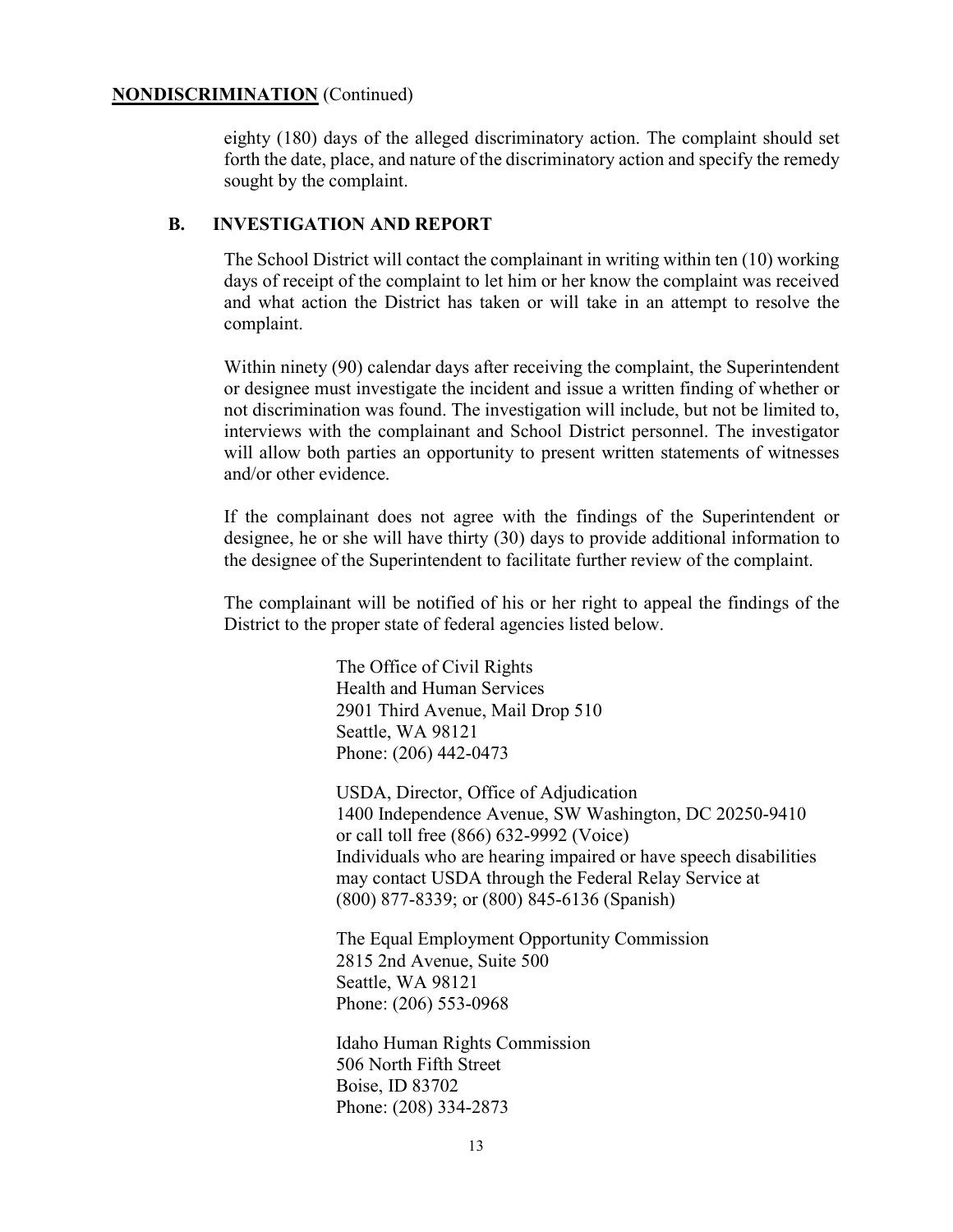**NONDISCRIMINATION** (Continued)

eighty (180) days of the alleged discriminatory action. The complaint should set forth the date, place, and nature of the discriminatory action and specify the remedy sought by the complaint.

### B. INVESTIGATION AND REPORT

The School District will contact the complainant in writing within ten (10) working days of receipt of the complaint to let him or her know the complaint was received and what action the District has taken or will take in an attempt to resolve the complaint.

Within ninety (90) calendar days after receiving the complaint, the Superintendent or designee must investigate the incident and issue a written finding of whether or not discrimination was found. The investigation will include, but not be limited to, interviews with the complainant and School District personnel. The investigator will allow both parties an opportunity to present written statements of witnesses and/or other evidence.

If the complainant does not agree with the findings of the Superintendent or designee, he or she will have thirty (30) days to provide additional information to the designee of the Superintendent to facilitate further review of the complaint.

The complainant will be notified of his or her right to appeal the findings of the District to the proper state of federal agencies listed below.

The Office of Civil Rights
Health and Human Services
2901 Third Avenue, Mail Drop 510
Seattle, WA 98121
Phone: (206) 442-0473

USDA, Director, Office of Adjudication
1400 Independence Avenue, SW Washington, DC 20250-9410
or call toll free (866) 632-9992 (Voice)
Individuals who are hearing impaired or have speech disabilities may contact USDA through the Federal Relay Service at
(800) 877-8339; or (800) 845-6136 (Spanish)

The Equal Employment Opportunity Commission
2815 2nd Avenue, Suite 500
Seattle, WA 98121
Phone: (206) 553-0968

Idaho Human Rights Commission
506 North Fifth Street
Boise, ID 83702
Phone: (208) 334-2873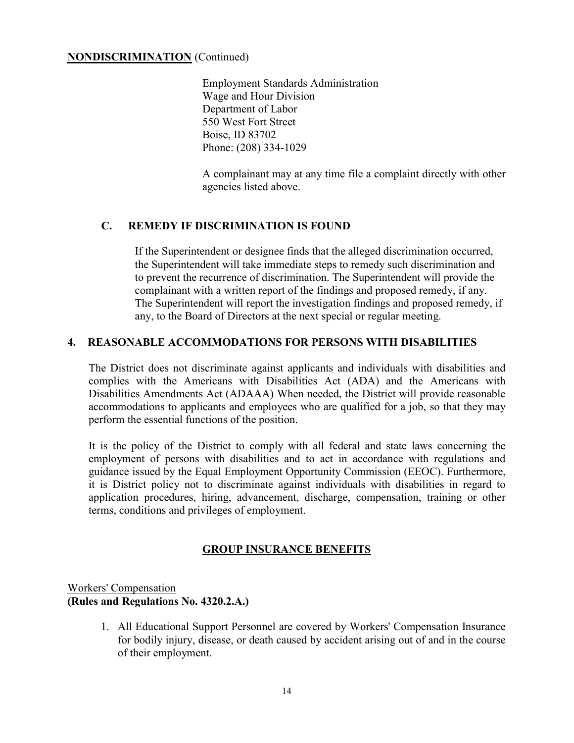**NONDISCRIMINATION** (Continued)

Employment Standards Administration
Wage and Hour Division
Department of Labor
550 West Fort Street
Boise, ID 83702
Phone: (208) 334-1029

A complainant may at any time file a complaint directly with other agencies listed above.

### C. REMEDY IF DISCRIMINATION IS FOUND

If the Superintendent or designee finds that the alleged discrimination occurred, the Superintendent will take immediate steps to remedy such discrimination and to prevent the recurrence of discrimination. The Superintendent will provide the complainant with a written report of the findings and proposed remedy, if any. The Superintendent will report the investigation findings and proposed remedy, if any, to the Board of Directors at the next special or regular meeting.

### 4. REASONABLE ACCOMMODATIONS FOR PERSONS WITH DISABILITIES

The District does not discriminate against applicants and individuals with disabilities and complies with the Americans with Disabilities Act (ADA) and the Americans with Disabilities Amendments Act (ADAAA) When needed, the District will provide reasonable accommodations to applicants and employees who are qualified for a job, so that they may perform the essential functions of the position.

It is the policy of the District to comply with all federal and state laws concerning the employment of persons with disabilities and to act in accordance with regulations and guidance issued by the Equal Employment Opportunity Commission (EEOC). Furthermore, it is District policy not to discriminate against individuals with disabilities in regard to application procedures, hiring, advancement, discharge, compensation, training or other terms, conditions and privileges of employment.

## GROUP INSURANCE BENEFITS

Workers' Compensation
**(Rules and Regulations No. 4320.2.A.)**

1. All Educational Support Personnel are covered by Workers' Compensation Insurance for bodily injury, disease, or death caused by accident arising out of and in the course of their employment.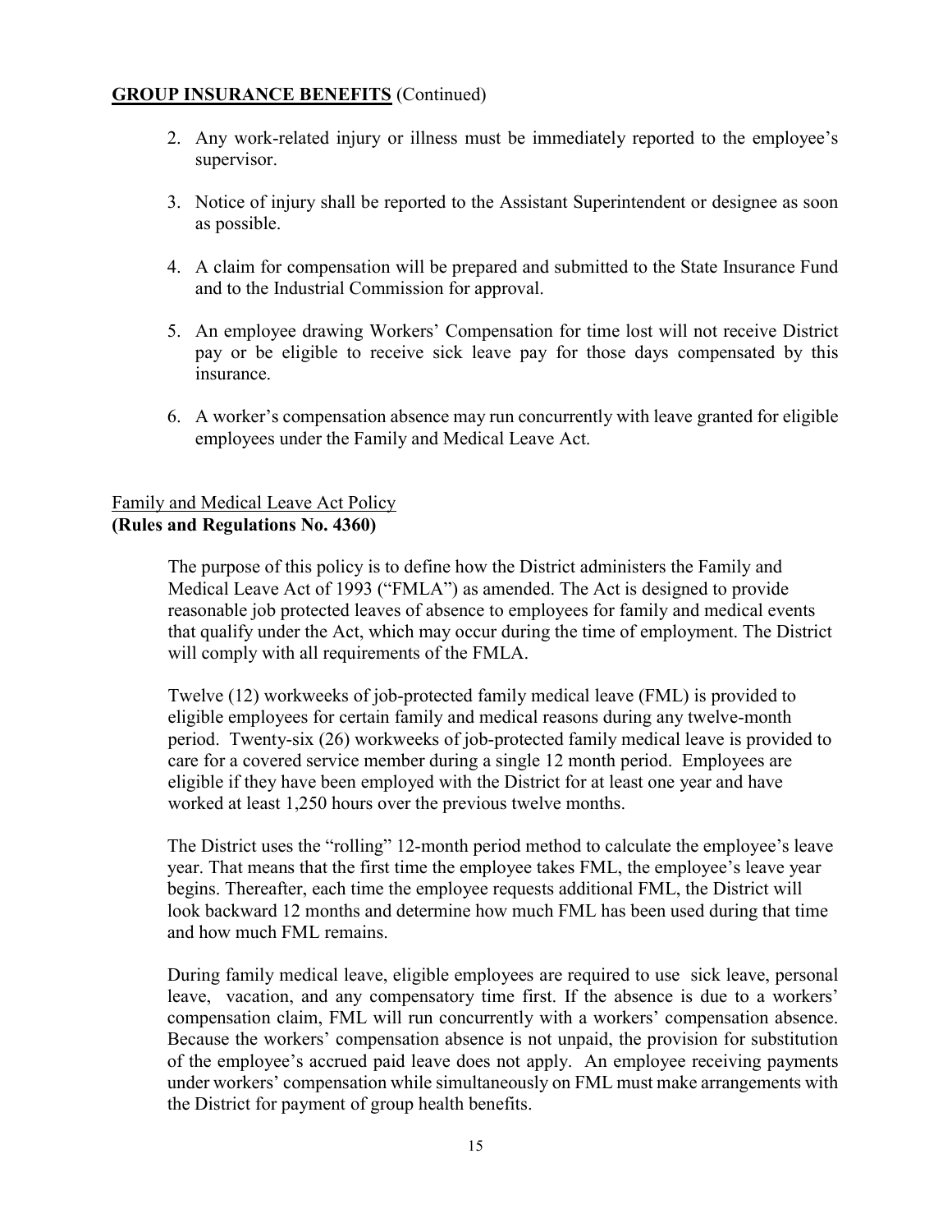**GROUP INSURANCE BENEFITS** (Continued)

2. Any work-related injury or illness must be immediately reported to the employee's supervisor.

3. Notice of injury shall be reported to the Assistant Superintendent or designee as soon as possible.

4. A claim for compensation will be prepared and submitted to the State Insurance Fund and to the Industrial Commission for approval.

5. An employee drawing Workers' Compensation for time lost will not receive District pay or be eligible to receive sick leave pay for those days compensated by this insurance.

6. A worker's compensation absence may run concurrently with leave granted for eligible employees under the Family and Medical Leave Act.

Family and Medical Leave Act Policy
**(Rules and Regulations No. 4360)**

The purpose of this policy is to define how the District administers the Family and Medical Leave Act of 1993 ("FMLA") as amended. The Act is designed to provide reasonable job protected leaves of absence to employees for family and medical events that qualify under the Act, which may occur during the time of employment. The District will comply with all requirements of the FMLA.

Twelve (12) workweeks of job-protected family medical leave (FML) is provided to eligible employees for certain family and medical reasons during any twelve-month period. Twenty-six (26) workweeks of job-protected family medical leave is provided to care for a covered service member during a single 12 month period. Employees are eligible if they have been employed with the District for at least one year and have worked at least 1,250 hours over the previous twelve months.

The District uses the "rolling" 12-month period method to calculate the employee's leave year. That means that the first time the employee takes FML, the employee's leave year begins. Thereafter, each time the employee requests additional FML, the District will look backward 12 months and determine how much FML has been used during that time and how much FML remains.

During family medical leave, eligible employees are required to use sick leave, personal leave, vacation, and any compensatory time first. If the absence is due to a workers' compensation claim, FML will run concurrently with a workers' compensation absence. Because the workers' compensation absence is not unpaid, the provision for substitution of the employee's accrued paid leave does not apply. An employee receiving payments under workers' compensation while simultaneously on FML must make arrangements with the District for payment of group health benefits.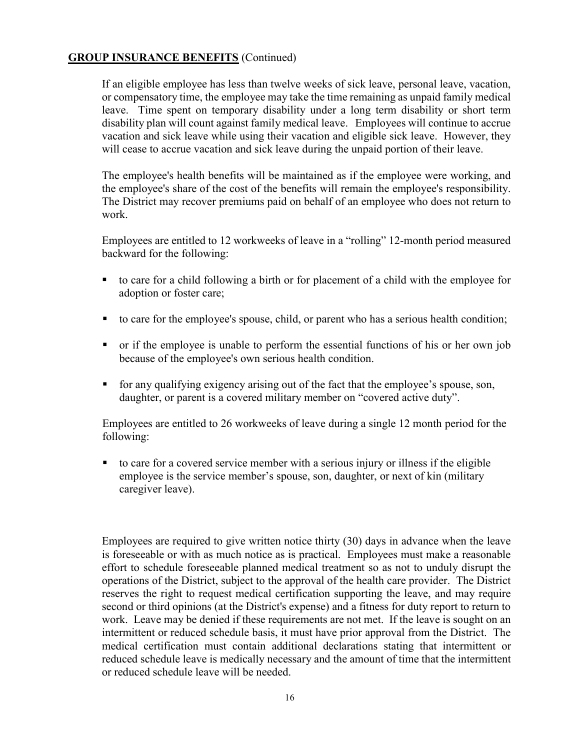**GROUP INSURANCE BENEFITS** (Continued)

If an eligible employee has less than twelve weeks of sick leave, personal leave, vacation, or compensatory time, the employee may take the time remaining as unpaid family medical leave. Time spent on temporary disability under a long term disability or short term disability plan will count against family medical leave. Employees will continue to accrue vacation and sick leave while using their vacation and eligible sick leave. However, they will cease to accrue vacation and sick leave during the unpaid portion of their leave.

The employee's health benefits will be maintained as if the employee were working, and the employee's share of the cost of the benefits will remain the employee's responsibility. The District may recover premiums paid on behalf of an employee who does not return to work.

Employees are entitled to 12 workweeks of leave in a "rolling" 12-month period measured backward for the following:

- to care for a child following a birth or for placement of a child with the employee for adoption or foster care;
- to care for the employee's spouse, child, or parent who has a serious health condition;
- or if the employee is unable to perform the essential functions of his or her own job because of the employee's own serious health condition.
- for any qualifying exigency arising out of the fact that the employee's spouse, son, daughter, or parent is a covered military member on "covered active duty".

Employees are entitled to 26 workweeks of leave during a single 12 month period for the following:

- to care for a covered service member with a serious injury or illness if the eligible employee is the service member's spouse, son, daughter, or next of kin (military caregiver leave).

Employees are required to give written notice thirty (30) days in advance when the leave is foreseeable or with as much notice as is practical. Employees must make a reasonable effort to schedule foreseeable planned medical treatment so as not to unduly disrupt the operations of the District, subject to the approval of the health care provider. The District reserves the right to request medical certification supporting the leave, and may require second or third opinions (at the District's expense) and a fitness for duty report to return to work. Leave may be denied if these requirements are not met. If the leave is sought on an intermittent or reduced schedule basis, it must have prior approval from the District. The medical certification must contain additional declarations stating that intermittent or reduced schedule leave is medically necessary and the amount of time that the intermittent or reduced schedule leave will be needed.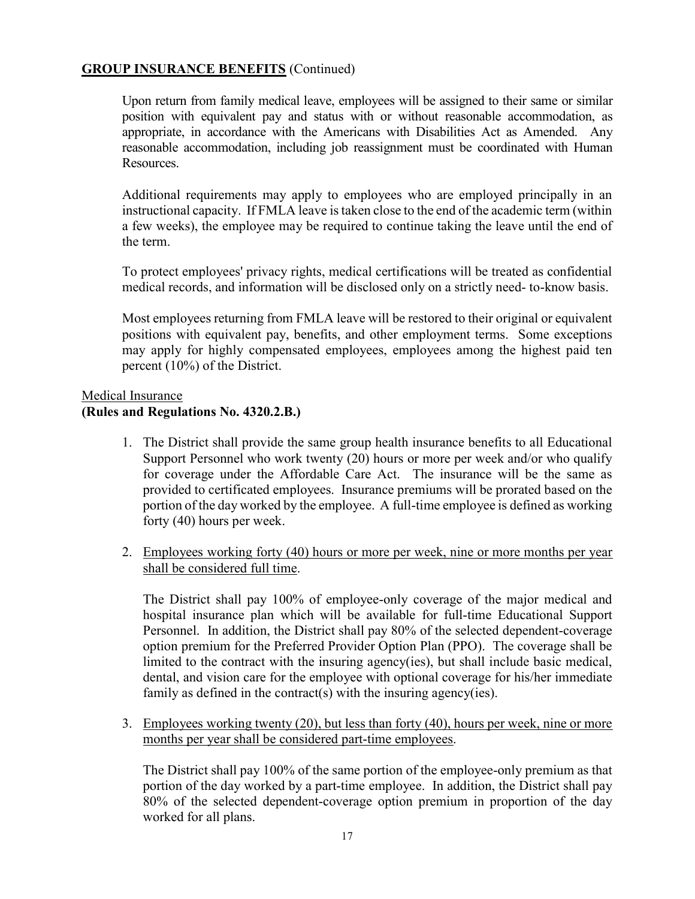## GROUP INSURANCE BENEFITS (Continued)

Upon return from family medical leave, employees will be assigned to their same or similar position with equivalent pay and status with or without reasonable accommodation, as appropriate, in accordance with the Americans with Disabilities Act as Amended. Any reasonable accommodation, including job reassignment must be coordinated with Human Resources.

Additional requirements may apply to employees who are employed principally in an instructional capacity. If FMLA leave is taken close to the end of the academic term (within a few weeks), the employee may be required to continue taking the leave until the end of the term.

To protect employees' privacy rights, medical certifications will be treated as confidential medical records, and information will be disclosed only on a strictly need- to-know basis.

Most employees returning from FMLA leave will be restored to their original or equivalent positions with equivalent pay, benefits, and other employment terms. Some exceptions may apply for highly compensated employees, employees among the highest paid ten percent (10%) of the District.

### Medical Insurance
**(Rules and Regulations No. 4320.2.B.)**

1. The District shall provide the same group health insurance benefits to all Educational Support Personnel who work twenty (20) hours or more per week and/or who qualify for coverage under the Affordable Care Act. The insurance will be the same as provided to certificated employees. Insurance premiums will be prorated based on the portion of the day worked by the employee. A full-time employee is defined as working forty (40) hours per week.

2. <u>Employees working forty (40) hours or more per week, nine or more months per year shall be considered full time</u>.

   The District shall pay 100% of employee-only coverage of the major medical and hospital insurance plan which will be available for full-time Educational Support Personnel. In addition, the District shall pay 80% of the selected dependent-coverage option premium for the Preferred Provider Option Plan (PPO). The coverage shall be limited to the contract with the insuring agency(ies), but shall include basic medical, dental, and vision care for the employee with optional coverage for his/her immediate family as defined in the contract(s) with the insuring agency(ies).

3. <u>Employees working twenty (20), but less than forty (40), hours per week, nine or more months per year shall be considered part-time employees</u>.

   The District shall pay 100% of the same portion of the employee-only premium as that portion of the day worked by a part-time employee. In addition, the District shall pay 80% of the selected dependent-coverage option premium in proportion of the day worked for all plans.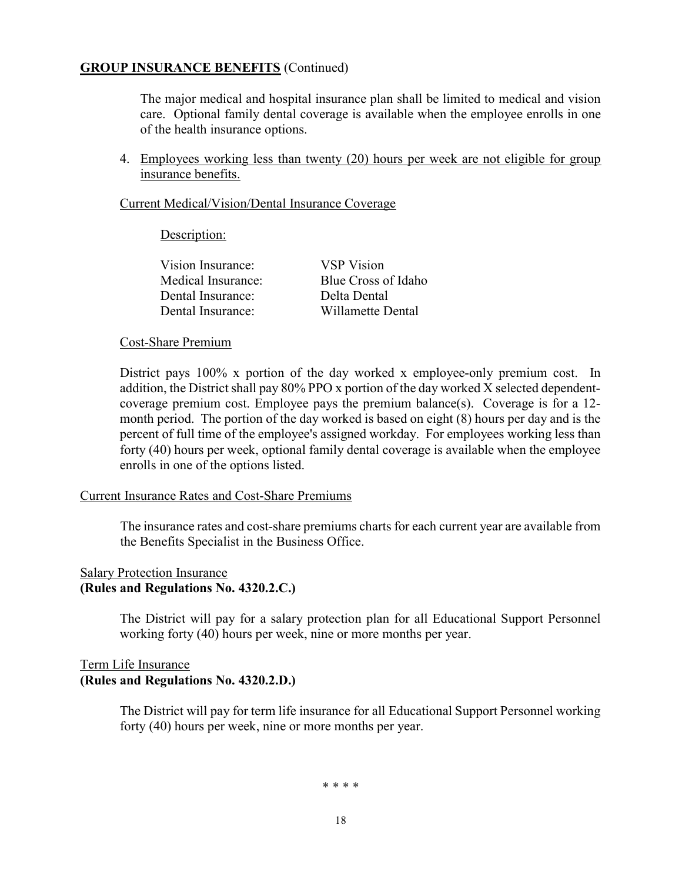**<u>GROUP INSURANCE BENEFITS</u>** (Continued)

The major medical and hospital insurance plan shall be limited to medical and vision care. Optional family dental coverage is available when the employee enrolls in one of the health insurance options.

4. <u>Employees working less than twenty (20) hours per week are not eligible for group insurance benefits.</u>

<u>Current Medical/Vision/Dental Insurance Coverage</u>

<u>Description:</u>

| | |
|---|---|
| Vision Insurance: | VSP Vision |
| Medical Insurance: | Blue Cross of Idaho |
| Dental Insurance: | Delta Dental |
| Dental Insurance: | Willamette Dental |

<u>Cost-Share Premium</u>

District pays 100% x portion of the day worked x employee-only premium cost. In addition, the District shall pay 80% PPO x portion of the day worked X selected dependent-coverage premium cost. Employee pays the premium balance(s). Coverage is for a 12-month period. The portion of the day worked is based on eight (8) hours per day and is the percent of full time of the employee's assigned workday. For employees working less than forty (40) hours per week, optional family dental coverage is available when the employee enrolls in one of the options listed.

<u>Current Insurance Rates and Cost-Share Premiums</u>

The insurance rates and cost-share premiums charts for each current year are available from the Benefits Specialist in the Business Office.

<u>Salary Protection Insurance</u>
**(Rules and Regulations No. 4320.2.C.)**

The District will pay for a salary protection plan for all Educational Support Personnel working forty (40) hours per week, nine or more months per year.

<u>Term Life Insurance</u>
**(Rules and Regulations No. 4320.2.D.)**

The District will pay for term life insurance for all Educational Support Personnel working forty (40) hours per week, nine or more months per year.

\* \* \* \*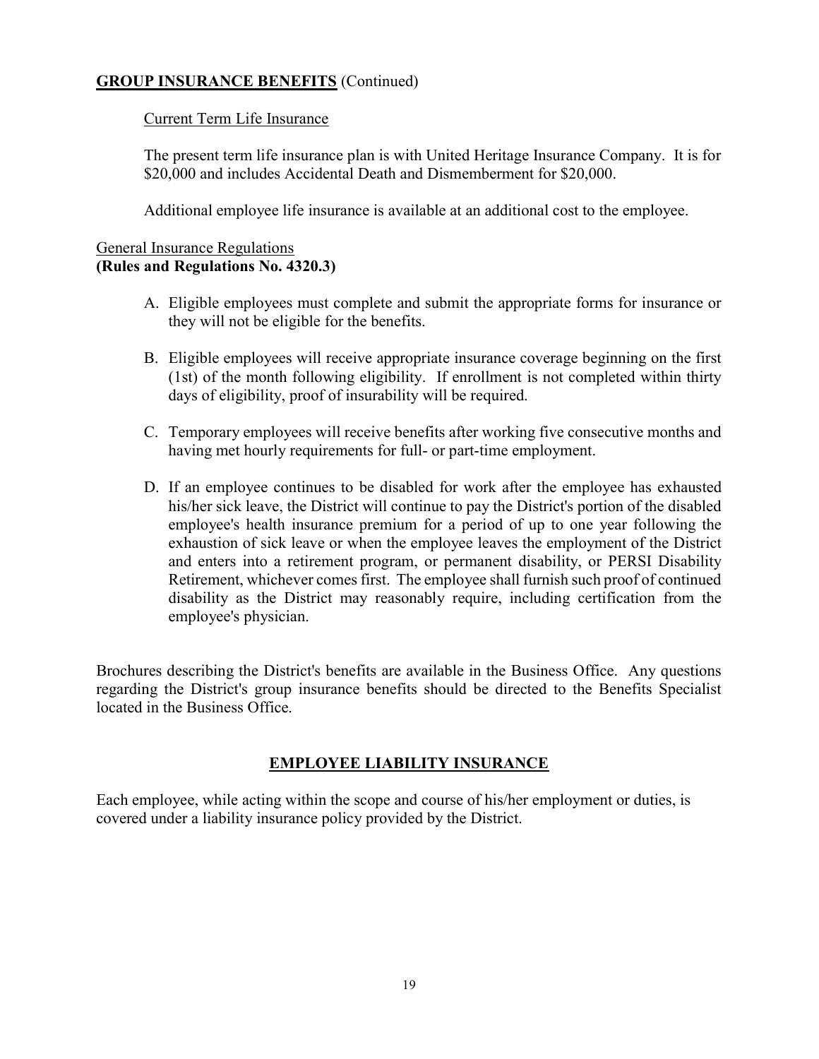## GROUP INSURANCE BENEFITS (Continued)

### Current Term Life Insurance

The present term life insurance plan is with United Heritage Insurance Company. It is for $20,000 and includes Accidental Death and Dismemberment for $20,000.

Additional employee life insurance is available at an additional cost to the employee.

### General Insurance Regulations
**(Rules and Regulations No. 4320.3)**

A. Eligible employees must complete and submit the appropriate forms for insurance or they will not be eligible for the benefits.

B. Eligible employees will receive appropriate insurance coverage beginning on the first (1st) of the month following eligibility. If enrollment is not completed within thirty days of eligibility, proof of insurability will be required.

C. Temporary employees will receive benefits after working five consecutive months and having met hourly requirements for full- or part-time employment.

D. If an employee continues to be disabled for work after the employee has exhausted his/her sick leave, the District will continue to pay the District's portion of the disabled employee's health insurance premium for a period of up to one year following the exhaustion of sick leave or when the employee leaves the employment of the District and enters into a retirement program, or permanent disability, or PERSI Disability Retirement, whichever comes first. The employee shall furnish such proof of continued disability as the District may reasonably require, including certification from the employee's physician.

Brochures describing the District's benefits are available in the Business Office. Any questions regarding the District's group insurance benefits should be directed to the Benefits Specialist located in the Business Office.

## EMPLOYEE LIABILITY INSURANCE

Each employee, while acting within the scope and course of his/her employment or duties, is covered under a liability insurance policy provided by the District.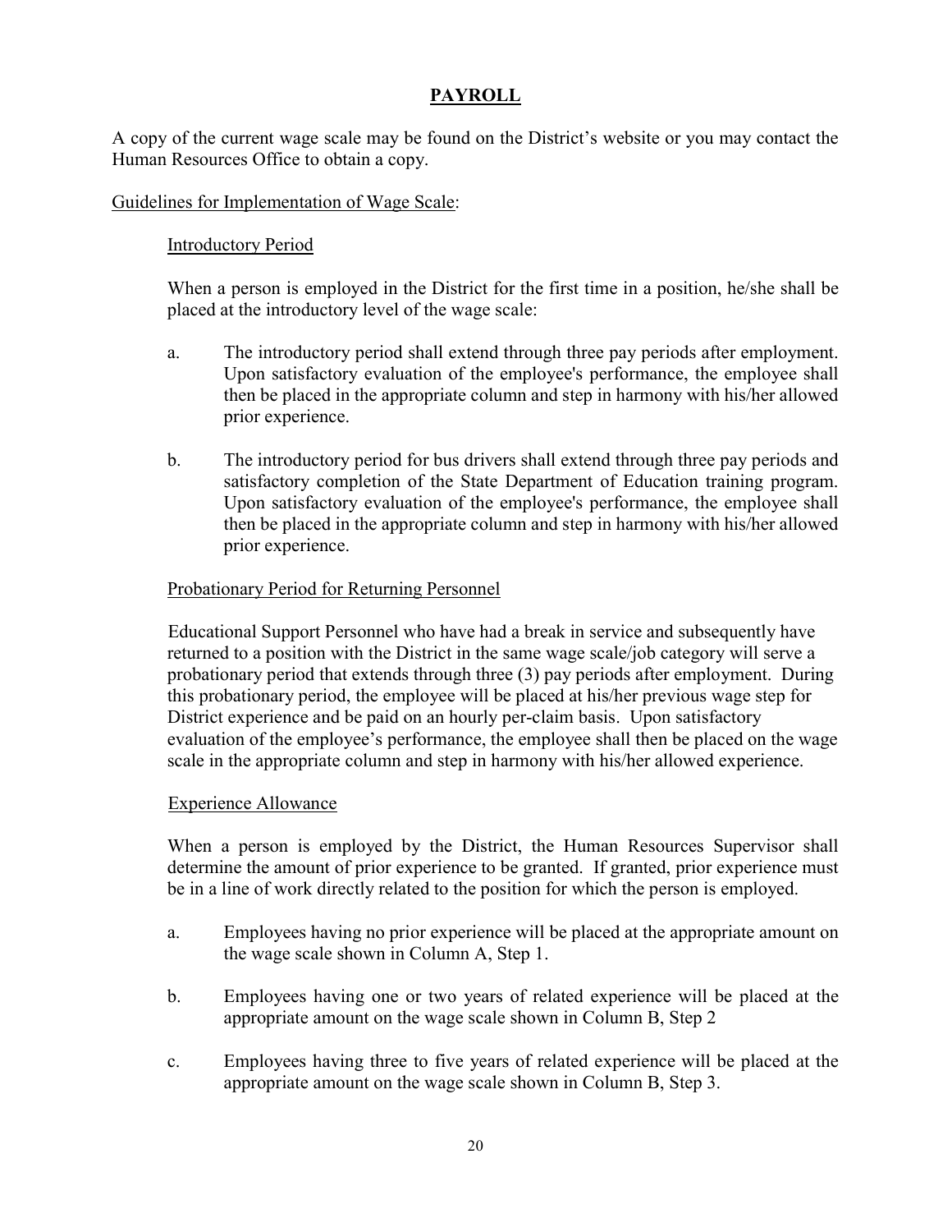## PAYROLL

A copy of the current wage scale may be found on the District's website or you may contact the Human Resources Office to obtain a copy.

Guidelines for Implementation of Wage Scale:

### Introductory Period

When a person is employed in the District for the first time in a position, he/she shall be placed at the introductory level of the wage scale:

a. The introductory period shall extend through three pay periods after employment. Upon satisfactory evaluation of the employee's performance, the employee shall then be placed in the appropriate column and step in harmony with his/her allowed prior experience.

b. The introductory period for bus drivers shall extend through three pay periods and satisfactory completion of the State Department of Education training program. Upon satisfactory evaluation of the employee's performance, the employee shall then be placed in the appropriate column and step in harmony with his/her allowed prior experience.

### Probationary Period for Returning Personnel

Educational Support Personnel who have had a break in service and subsequently have returned to a position with the District in the same wage scale/job category will serve a probationary period that extends through three (3) pay periods after employment. During this probationary period, the employee will be placed at his/her previous wage step for District experience and be paid on an hourly per-claim basis. Upon satisfactory evaluation of the employee's performance, the employee shall then be placed on the wage scale in the appropriate column and step in harmony with his/her allowed experience.

### Experience Allowance

When a person is employed by the District, the Human Resources Supervisor shall determine the amount of prior experience to be granted. If granted, prior experience must be in a line of work directly related to the position for which the person is employed.

a. Employees having no prior experience will be placed at the appropriate amount on the wage scale shown in Column A, Step 1.

b. Employees having one or two years of related experience will be placed at the appropriate amount on the wage scale shown in Column B, Step 2

c. Employees having three to five years of related experience will be placed at the appropriate amount on the wage scale shown in Column B, Step 3.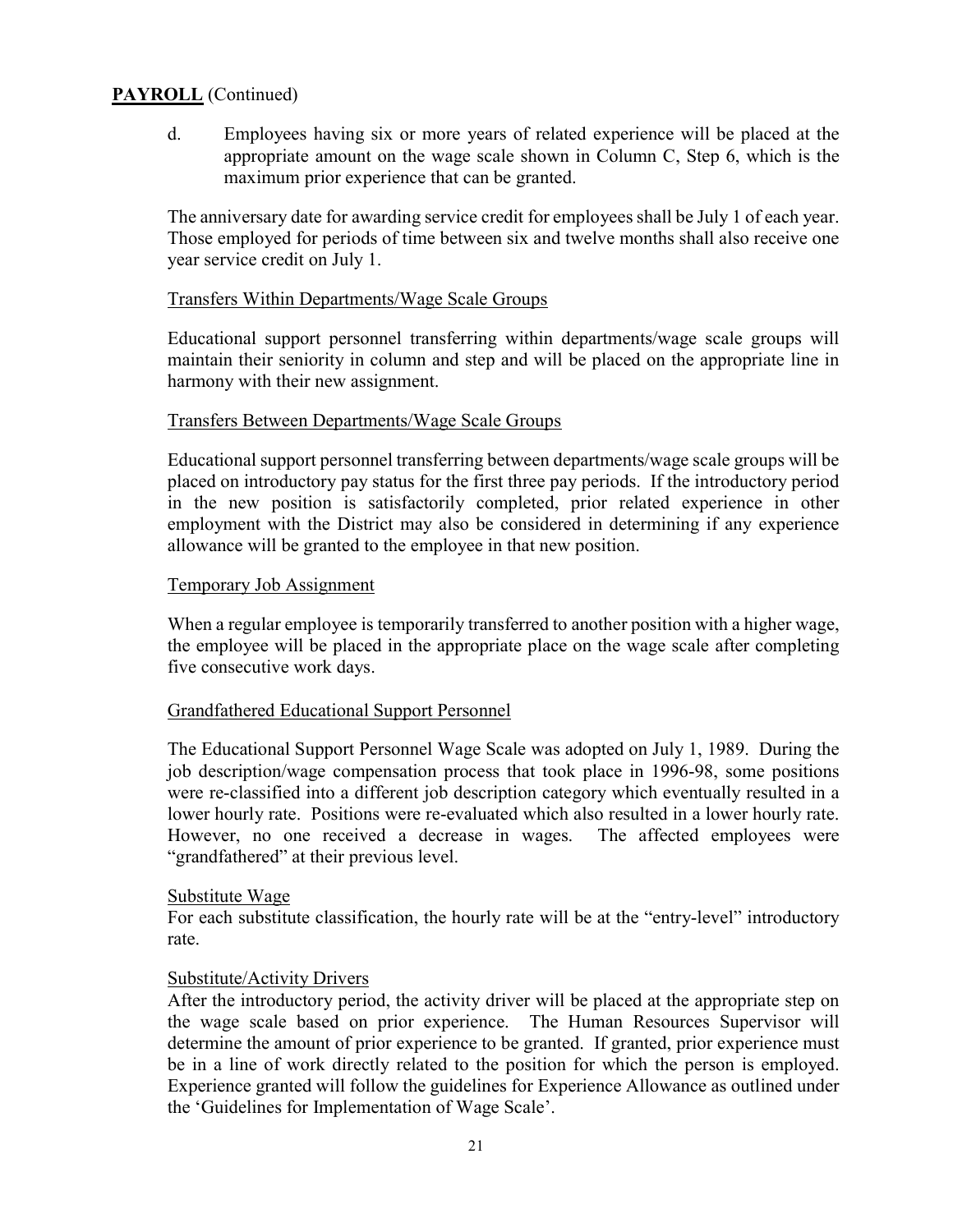**PAYROLL** (Continued)

d. Employees having six or more years of related experience will be placed at the appropriate amount on the wage scale shown in Column C, Step 6, which is the maximum prior experience that can be granted.

The anniversary date for awarding service credit for employees shall be July 1 of each year. Those employed for periods of time between six and twelve months shall also receive one year service credit on July 1.

Transfers Within Departments/Wage Scale Groups

Educational support personnel transferring within departments/wage scale groups will maintain their seniority in column and step and will be placed on the appropriate line in harmony with their new assignment.

Transfers Between Departments/Wage Scale Groups

Educational support personnel transferring between departments/wage scale groups will be placed on introductory pay status for the first three pay periods. If the introductory period in the new position is satisfactorily completed, prior related experience in other employment with the District may also be considered in determining if any experience allowance will be granted to the employee in that new position.

Temporary Job Assignment

When a regular employee is temporarily transferred to another position with a higher wage, the employee will be placed in the appropriate place on the wage scale after completing five consecutive work days.

Grandfathered Educational Support Personnel

The Educational Support Personnel Wage Scale was adopted on July 1, 1989. During the job description/wage compensation process that took place in 1996-98, some positions were re-classified into a different job description category which eventually resulted in a lower hourly rate. Positions were re-evaluated which also resulted in a lower hourly rate. However, no one received a decrease in wages. The affected employees were "grandfathered" at their previous level.

Substitute Wage

For each substitute classification, the hourly rate will be at the "entry-level" introductory rate.

Substitute/Activity Drivers

After the introductory period, the activity driver will be placed at the appropriate step on the wage scale based on prior experience. The Human Resources Supervisor will determine the amount of prior experience to be granted. If granted, prior experience must be in a line of work directly related to the position for which the person is employed. Experience granted will follow the guidelines for Experience Allowance as outlined under the 'Guidelines for Implementation of Wage Scale'.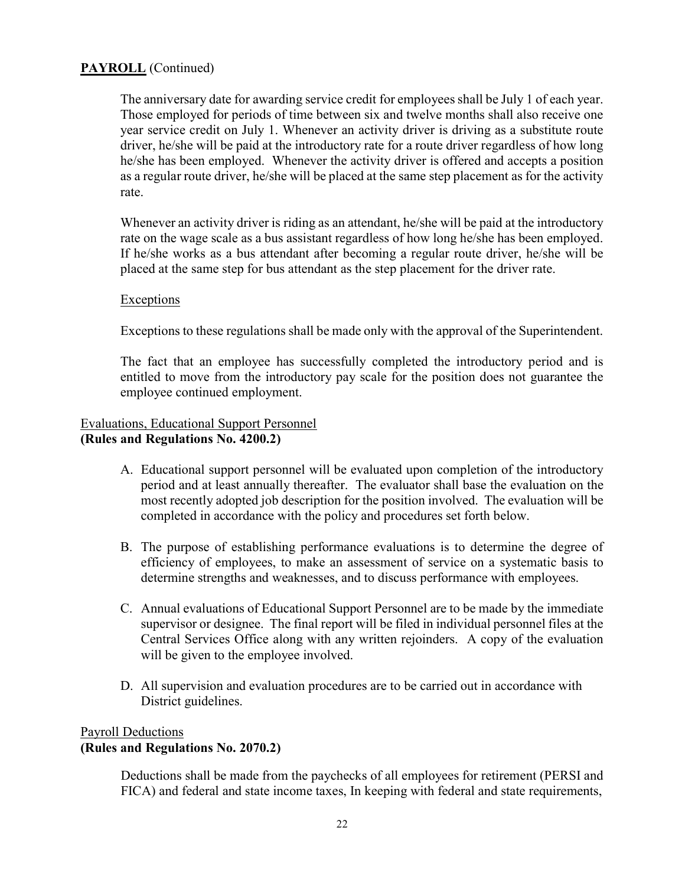**PAYROLL** (Continued)

The anniversary date for awarding service credit for employees shall be July 1 of each year. Those employed for periods of time between six and twelve months shall also receive one year service credit on July 1. Whenever an activity driver is driving as a substitute route driver, he/she will be paid at the introductory rate for a route driver regardless of how long he/she has been employed. Whenever the activity driver is offered and accepts a position as a regular route driver, he/she will be placed at the same step placement as for the activity rate.

Whenever an activity driver is riding as an attendant, he/she will be paid at the introductory rate on the wage scale as a bus assistant regardless of how long he/she has been employed. If he/she works as a bus attendant after becoming a regular route driver, he/she will be placed at the same step for bus attendant as the step placement for the driver rate.

Exceptions

Exceptions to these regulations shall be made only with the approval of the Superintendent.

The fact that an employee has successfully completed the introductory period and is entitled to move from the introductory pay scale for the position does not guarantee the employee continued employment.

Evaluations, Educational Support Personnel
**(Rules and Regulations No. 4200.2)**

A. Educational support personnel will be evaluated upon completion of the introductory period and at least annually thereafter. The evaluator shall base the evaluation on the most recently adopted job description for the position involved. The evaluation will be completed in accordance with the policy and procedures set forth below.

B. The purpose of establishing performance evaluations is to determine the degree of efficiency of employees, to make an assessment of service on a systematic basis to determine strengths and weaknesses, and to discuss performance with employees.

C. Annual evaluations of Educational Support Personnel are to be made by the immediate supervisor or designee. The final report will be filed in individual personnel files at the Central Services Office along with any written rejoinders. A copy of the evaluation will be given to the employee involved.

D. All supervision and evaluation procedures are to be carried out in accordance with District guidelines.

Payroll Deductions
**(Rules and Regulations No. 2070.2)**

Deductions shall be made from the paychecks of all employees for retirement (PERSI and FICA) and federal and state income taxes, In keeping with federal and state requirements,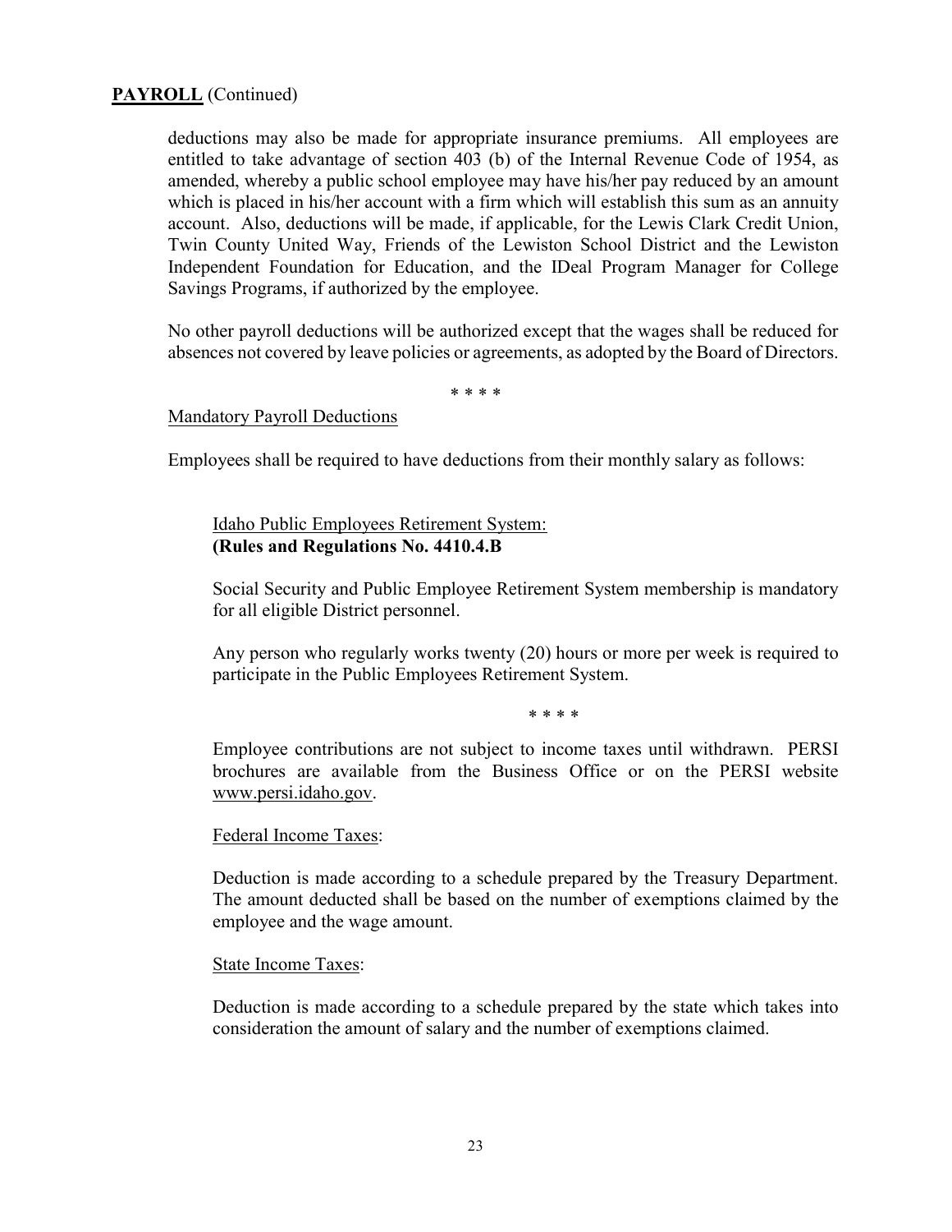**PAYROLL** (Continued)

deductions may also be made for appropriate insurance premiums. All employees are entitled to take advantage of section 403 (b) of the Internal Revenue Code of 1954, as amended, whereby a public school employee may have his/her pay reduced by an amount which is placed in his/her account with a firm which will establish this sum as an annuity account. Also, deductions will be made, if applicable, for the Lewis Clark Credit Union, Twin County United Way, Friends of the Lewiston School District and the Lewiston Independent Foundation for Education, and the IDeal Program Manager for College Savings Programs, if authorized by the employee.

No other payroll deductions will be authorized except that the wages shall be reduced for absences not covered by leave policies or agreements, as adopted by the Board of Directors.

* * * *

Mandatory Payroll Deductions

Employees shall be required to have deductions from their monthly salary as follows:

Idaho Public Employees Retirement System:
**(Rules and Regulations No. 4410.4.B**

Social Security and Public Employee Retirement System membership is mandatory for all eligible District personnel.

Any person who regularly works twenty (20) hours or more per week is required to participate in the Public Employees Retirement System.

* * * *

Employee contributions are not subject to income taxes until withdrawn. PERSI brochures are available from the Business Office or on the PERSI website www.persi.idaho.gov.

Federal Income Taxes:

Deduction is made according to a schedule prepared by the Treasury Department. The amount deducted shall be based on the number of exemptions claimed by the employee and the wage amount.

State Income Taxes:

Deduction is made according to a schedule prepared by the state which takes into consideration the amount of salary and the number of exemptions claimed.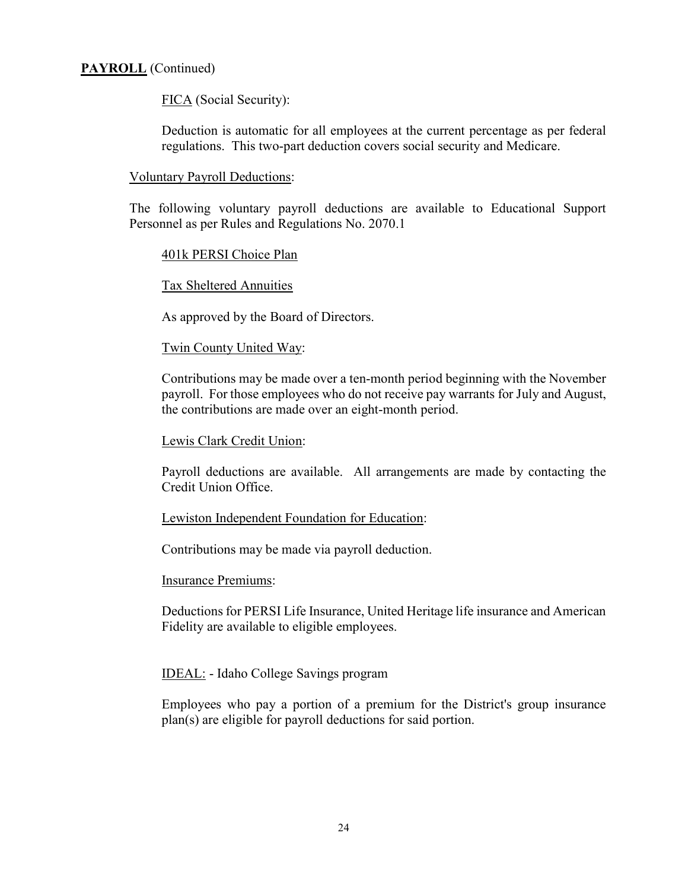**PAYROLL** (Continued)

FICA (Social Security):

Deduction is automatic for all employees at the current percentage as per federal regulations. This two-part deduction covers social security and Medicare.

Voluntary Payroll Deductions:

The following voluntary payroll deductions are available to Educational Support Personnel as per Rules and Regulations No. 2070.1

401k PERSI Choice Plan

Tax Sheltered Annuities

As approved by the Board of Directors.

Twin County United Way:

Contributions may be made over a ten-month period beginning with the November payroll. For those employees who do not receive pay warrants for July and August, the contributions are made over an eight-month period.

Lewis Clark Credit Union:

Payroll deductions are available. All arrangements are made by contacting the Credit Union Office.

Lewiston Independent Foundation for Education:

Contributions may be made via payroll deduction.

Insurance Premiums:

Deductions for PERSI Life Insurance, United Heritage life insurance and American Fidelity are available to eligible employees.

IDEAL: - Idaho College Savings program

Employees who pay a portion of a premium for the District's group insurance plan(s) are eligible for payroll deductions for said portion.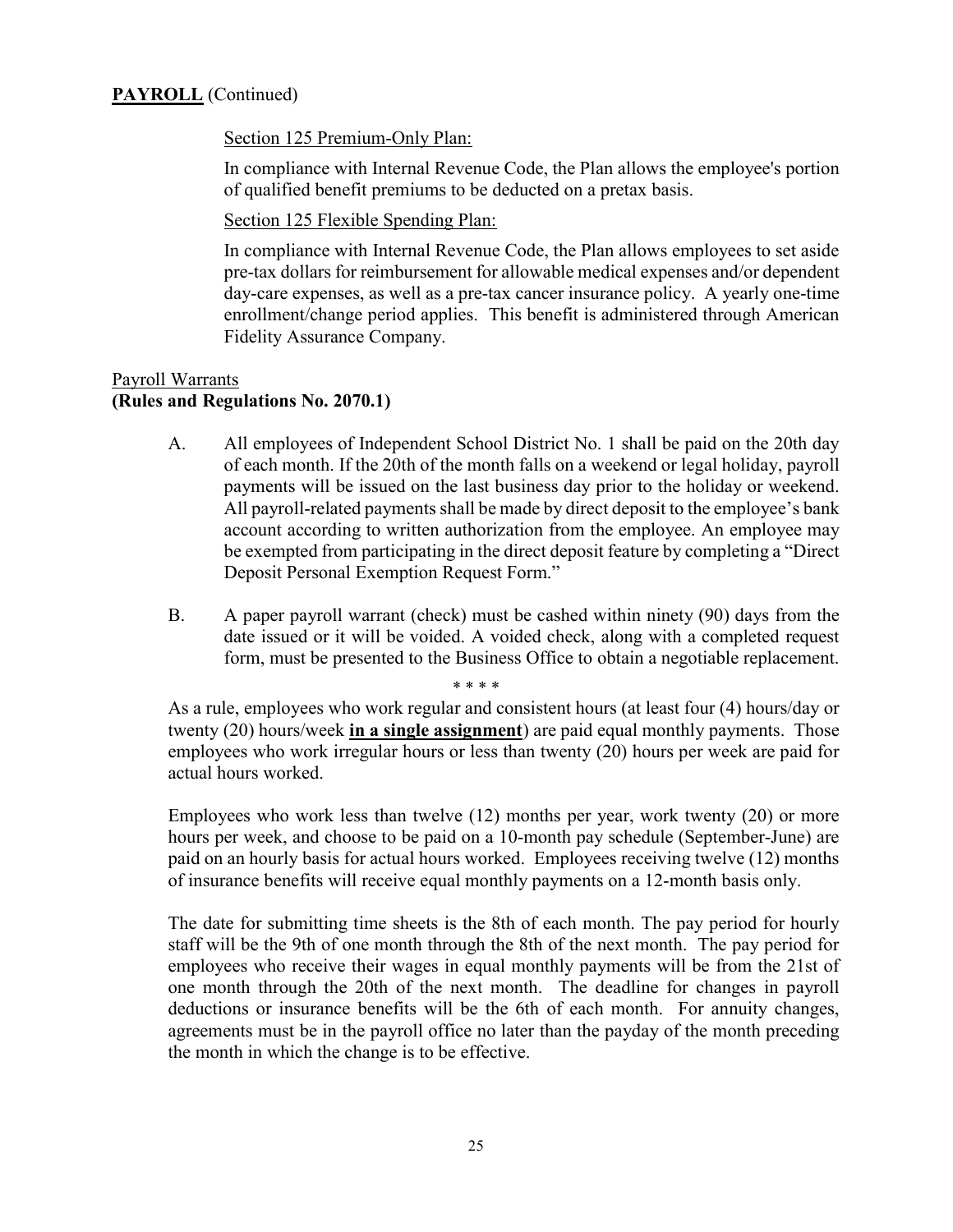**PAYROLL** (Continued)

Section 125 Premium-Only Plan:

In compliance with Internal Revenue Code, the Plan allows the employee's portion of qualified benefit premiums to be deducted on a pretax basis.

Section 125 Flexible Spending Plan:

In compliance with Internal Revenue Code, the Plan allows employees to set aside pre-tax dollars for reimbursement for allowable medical expenses and/or dependent day-care expenses, as well as a pre-tax cancer insurance policy. A yearly one-time enrollment/change period applies. This benefit is administered through American Fidelity Assurance Company.

Payroll Warrants
**(Rules and Regulations No. 2070.1)**

A. All employees of Independent School District No. 1 shall be paid on the 20th day of each month. If the 20th of the month falls on a weekend or legal holiday, payroll payments will be issued on the last business day prior to the holiday or weekend. All payroll-related payments shall be made by direct deposit to the employee's bank account according to written authorization from the employee. An employee may be exempted from participating in the direct deposit feature by completing a "Direct Deposit Personal Exemption Request Form."

B. A paper payroll warrant (check) must be cashed within ninety (90) days from the date issued or it will be voided. A voided check, along with a completed request form, must be presented to the Business Office to obtain a negotiable replacement.

\* \* \* \*

As a rule, employees who work regular and consistent hours (at least four (4) hours/day or twenty (20) hours/week **in a single assignment**) are paid equal monthly payments. Those employees who work irregular hours or less than twenty (20) hours per week are paid for actual hours worked.

Employees who work less than twelve (12) months per year, work twenty (20) or more hours per week, and choose to be paid on a 10-month pay schedule (September-June) are paid on an hourly basis for actual hours worked. Employees receiving twelve (12) months of insurance benefits will receive equal monthly payments on a 12-month basis only.

The date for submitting time sheets is the 8th of each month. The pay period for hourly staff will be the 9th of one month through the 8th of the next month. The pay period for employees who receive their wages in equal monthly payments will be from the 21st of one month through the 20th of the next month. The deadline for changes in payroll deductions or insurance benefits will be the 6th of each month. For annuity changes, agreements must be in the payroll office no later than the payday of the month preceding the month in which the change is to be effective.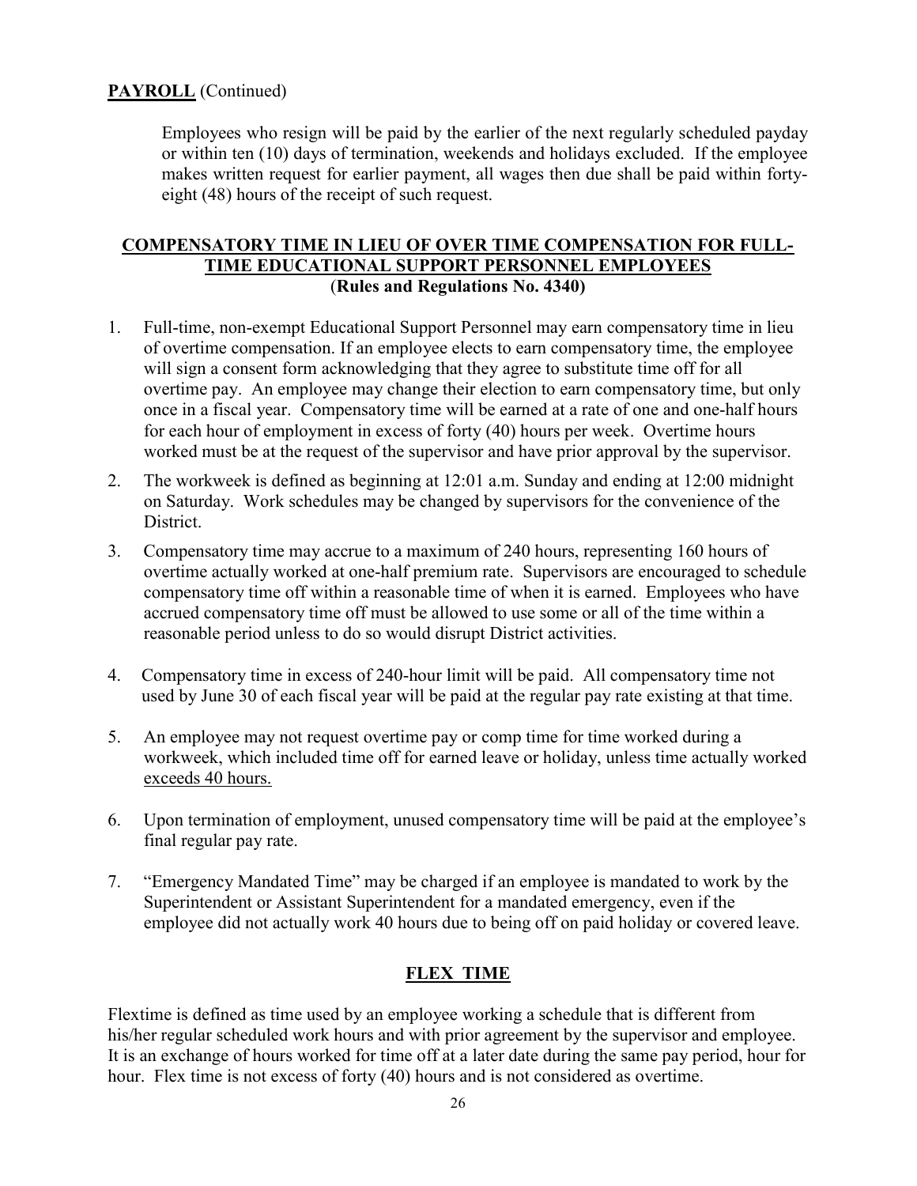**PAYROLL** (Continued)

Employees who resign will be paid by the earlier of the next regularly scheduled payday or within ten (10) days of termination, weekends and holidays excluded. If the employee makes written request for earlier payment, all wages then due shall be paid within forty-eight (48) hours of the receipt of such request.

## COMPENSATORY TIME IN LIEU OF OVER TIME COMPENSATION FOR FULL-TIME EDUCATIONAL SUPPORT PERSONNEL EMPLOYEES
**(Rules and Regulations No. 4340)**

1. Full-time, non-exempt Educational Support Personnel may earn compensatory time in lieu of overtime compensation. If an employee elects to earn compensatory time, the employee will sign a consent form acknowledging that they agree to substitute time off for all overtime pay. An employee may change their election to earn compensatory time, but only once in a fiscal year. Compensatory time will be earned at a rate of one and one-half hours for each hour of employment in excess of forty (40) hours per week. Overtime hours worked must be at the request of the supervisor and have prior approval by the supervisor.
2. The workweek is defined as beginning at 12:01 a.m. Sunday and ending at 12:00 midnight on Saturday. Work schedules may be changed by supervisors for the convenience of the District.
3. Compensatory time may accrue to a maximum of 240 hours, representing 160 hours of overtime actually worked at one-half premium rate. Supervisors are encouraged to schedule compensatory time off within a reasonable time of when it is earned. Employees who have accrued compensatory time off must be allowed to use some or all of the time within a reasonable period unless to do so would disrupt District activities.
4. Compensatory time in excess of 240-hour limit will be paid. All compensatory time not used by June 30 of each fiscal year will be paid at the regular pay rate existing at that time.
5. An employee may not request overtime pay or comp time for time worked during a workweek, which included time off for earned leave or holiday, unless time actually worked exceeds 40 hours.
6. Upon termination of employment, unused compensatory time will be paid at the employee's final regular pay rate.
7. "Emergency Mandated Time" may be charged if an employee is mandated to work by the Superintendent or Assistant Superintendent for a mandated emergency, even if the employee did not actually work 40 hours due to being off on paid holiday or covered leave.

## FLEX TIME

Flextime is defined as time used by an employee working a schedule that is different from his/her regular scheduled work hours and with prior agreement by the supervisor and employee. It is an exchange of hours worked for time off at a later date during the same pay period, hour for hour. Flex time is not excess of forty (40) hours and is not considered as overtime.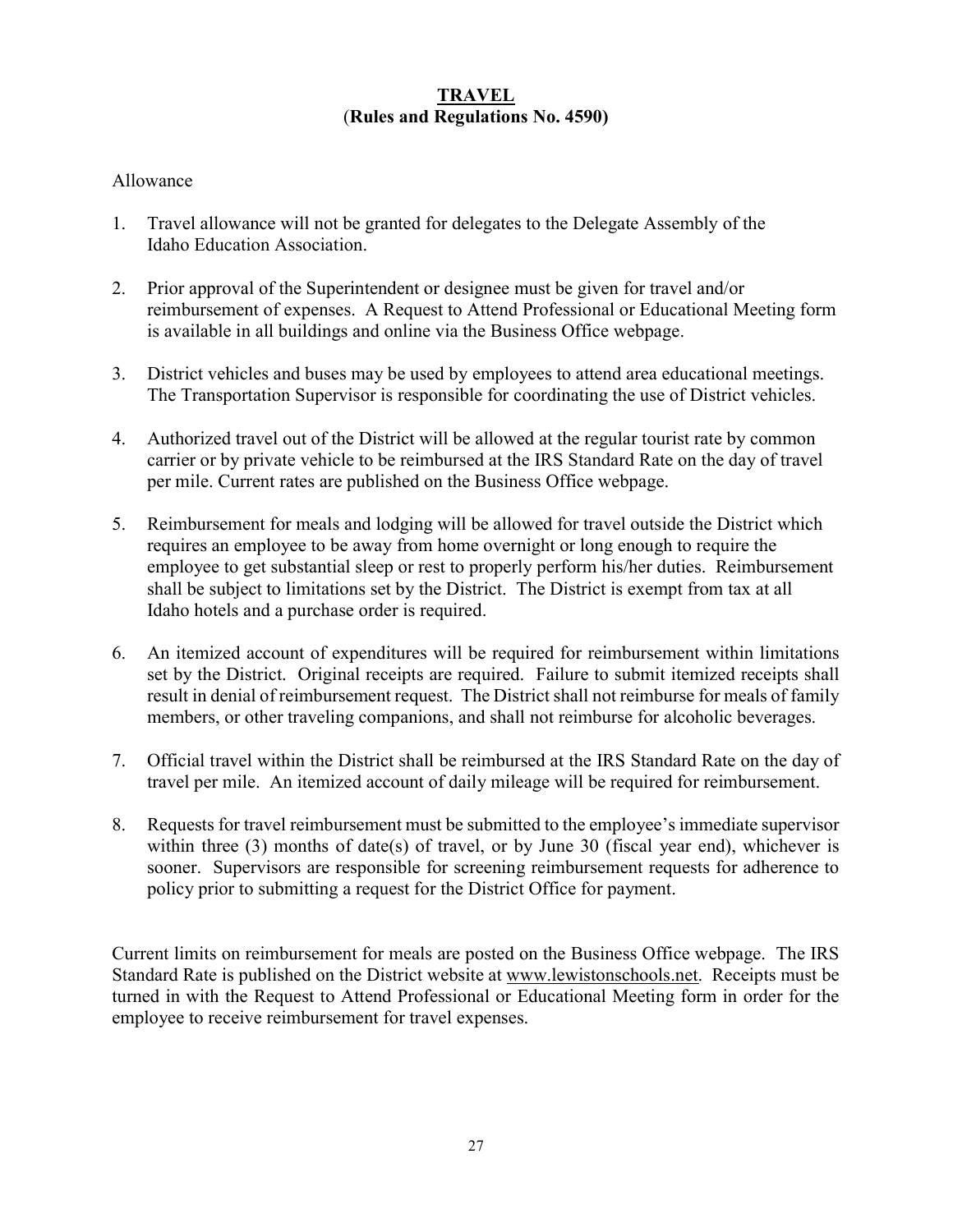# **TRAVEL**
## **(Rules and Regulations No. 4590)**

Allowance

1. Travel allowance will not be granted for delegates to the Delegate Assembly of the Idaho Education Association.

2. Prior approval of the Superintendent or designee must be given for travel and/or reimbursement of expenses. A Request to Attend Professional or Educational Meeting form is available in all buildings and online via the Business Office webpage.

3. District vehicles and buses may be used by employees to attend area educational meetings. The Transportation Supervisor is responsible for coordinating the use of District vehicles.

4. Authorized travel out of the District will be allowed at the regular tourist rate by common carrier or by private vehicle to be reimbursed at the IRS Standard Rate on the day of travel per mile. Current rates are published on the Business Office webpage.

5. Reimbursement for meals and lodging will be allowed for travel outside the District which requires an employee to be away from home overnight or long enough to require the employee to get substantial sleep or rest to properly perform his/her duties. Reimbursement shall be subject to limitations set by the District. The District is exempt from tax at all Idaho hotels and a purchase order is required.

6. An itemized account of expenditures will be required for reimbursement within limitations set by the District. Original receipts are required. Failure to submit itemized receipts shall result in denial of reimbursement request. The District shall not reimburse for meals of family members, or other traveling companions, and shall not reimburse for alcoholic beverages.

7. Official travel within the District shall be reimbursed at the IRS Standard Rate on the day of travel per mile. An itemized account of daily mileage will be required for reimbursement.

8. Requests for travel reimbursement must be submitted to the employee's immediate supervisor within three (3) months of date(s) of travel, or by June 30 (fiscal year end), whichever is sooner. Supervisors are responsible for screening reimbursement requests for adherence to policy prior to submitting a request for the District Office for payment.

Current limits on reimbursement for meals are posted on the Business Office webpage. The IRS Standard Rate is published on the District website at www.lewistonschools.net. Receipts must be turned in with the Request to Attend Professional or Educational Meeting form in order for the employee to receive reimbursement for travel expenses.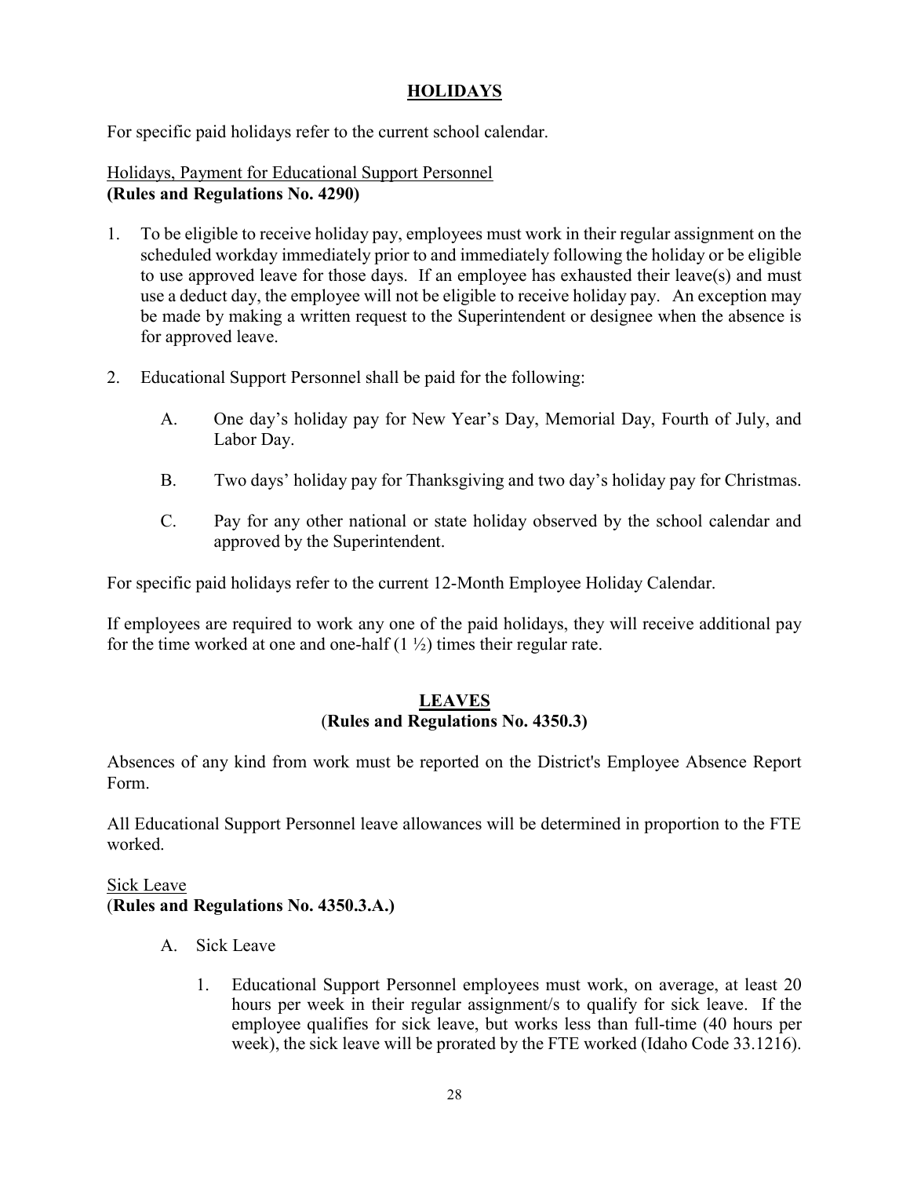## HOLIDAYS

For specific paid holidays refer to the current school calendar.

Holidays, Payment for Educational Support Personnel
**(Rules and Regulations No. 4290)**

1. To be eligible to receive holiday pay, employees must work in their regular assignment on the scheduled workday immediately prior to and immediately following the holiday or be eligible to use approved leave for those days. If an employee has exhausted their leave(s) and must use a deduct day, the employee will not be eligible to receive holiday pay. An exception may be made by making a written request to the Superintendent or designee when the absence is for approved leave.

2. Educational Support Personnel shall be paid for the following:

    A. One day's holiday pay for New Year's Day, Memorial Day, Fourth of July, and Labor Day.

    B. Two days' holiday pay for Thanksgiving and two day's holiday pay for Christmas.

    C. Pay for any other national or state holiday observed by the school calendar and approved by the Superintendent.

For specific paid holidays refer to the current 12-Month Employee Holiday Calendar.

If employees are required to work any one of the paid holidays, they will receive additional pay for the time worked at one and one-half (1 ½) times their regular rate.

## LEAVES
**(Rules and Regulations No. 4350.3)**

Absences of any kind from work must be reported on the District's Employee Absence Report Form.

All Educational Support Personnel leave allowances will be determined in proportion to the FTE worked.

Sick Leave
**(Rules and Regulations No. 4350.3.A.)**

A. Sick Leave

    1. Educational Support Personnel employees must work, on average, at least 20 hours per week in their regular assignment/s to qualify for sick leave. If the employee qualifies for sick leave, but works less than full-time (40 hours per week), the sick leave will be prorated by the FTE worked (Idaho Code 33.1216).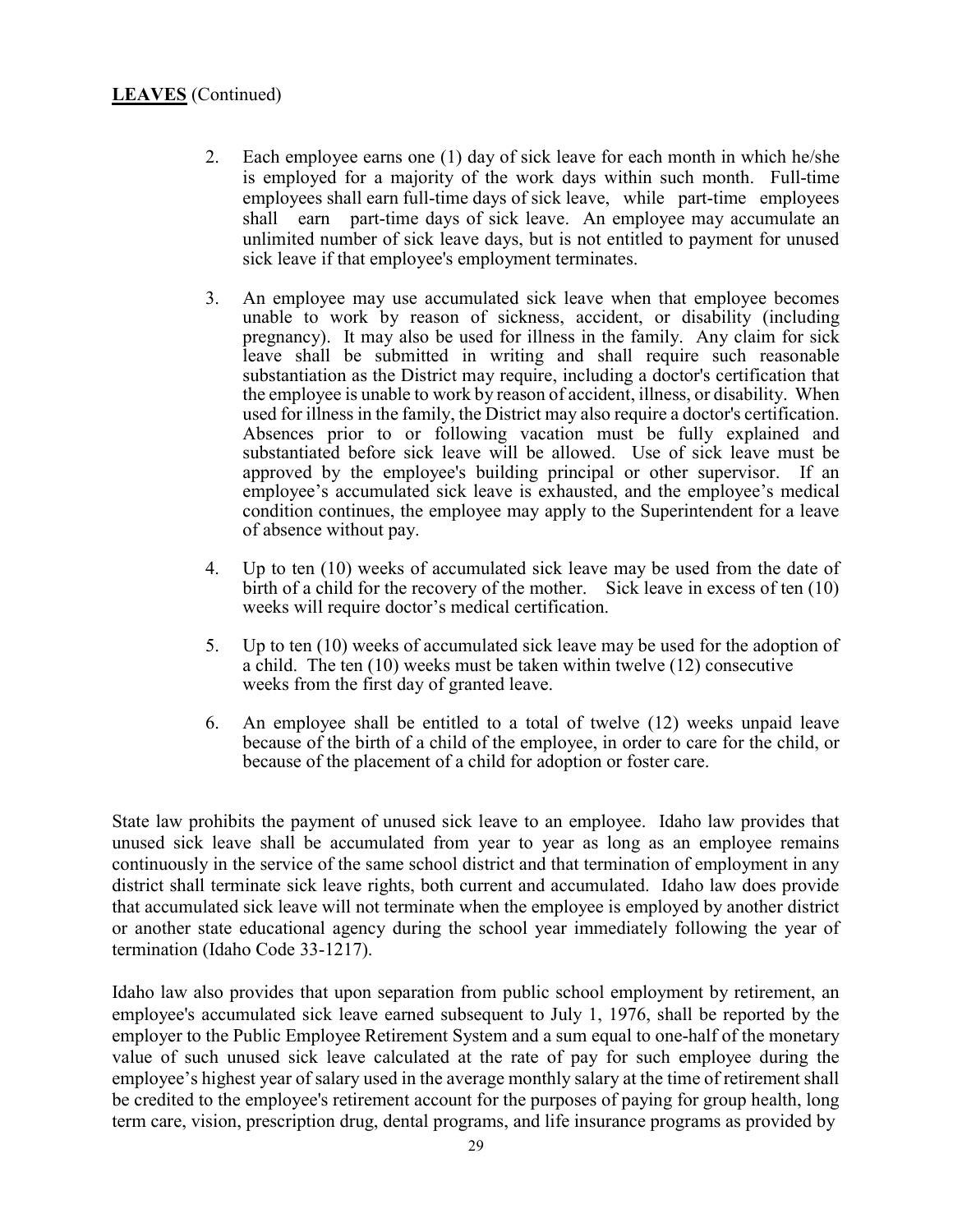**LEAVES** (Continued)

2. Each employee earns one (1) day of sick leave for each month in which he/she is employed for a majority of the work days within such month. Full-time employees shall earn full-time days of sick leave, while part-time employees shall earn part-time days of sick leave. An employee may accumulate an unlimited number of sick leave days, but is not entitled to payment for unused sick leave if that employee's employment terminates.

3. An employee may use accumulated sick leave when that employee becomes unable to work by reason of sickness, accident, or disability (including pregnancy). It may also be used for illness in the family. Any claim for sick leave shall be submitted in writing and shall require such reasonable substantiation as the District may require, including a doctor's certification that the employee is unable to work by reason of accident, illness, or disability. When used for illness in the family, the District may also require a doctor's certification. Absences prior to or following vacation must be fully explained and substantiated before sick leave will be allowed. Use of sick leave must be approved by the employee's building principal or other supervisor. If an employee's accumulated sick leave is exhausted, and the employee's medical condition continues, the employee may apply to the Superintendent for a leave of absence without pay.

4. Up to ten (10) weeks of accumulated sick leave may be used from the date of birth of a child for the recovery of the mother. Sick leave in excess of ten (10) weeks will require doctor's medical certification.

5. Up to ten (10) weeks of accumulated sick leave may be used for the adoption of a child. The ten (10) weeks must be taken within twelve (12) consecutive weeks from the first day of granted leave.

6. An employee shall be entitled to a total of twelve (12) weeks unpaid leave because of the birth of a child of the employee, in order to care for the child, or because of the placement of a child for adoption or foster care.

State law prohibits the payment of unused sick leave to an employee. Idaho law provides that unused sick leave shall be accumulated from year to year as long as an employee remains continuously in the service of the same school district and that termination of employment in any district shall terminate sick leave rights, both current and accumulated. Idaho law does provide that accumulated sick leave will not terminate when the employee is employed by another district or another state educational agency during the school year immediately following the year of termination (Idaho Code 33-1217).

Idaho law also provides that upon separation from public school employment by retirement, an employee's accumulated sick leave earned subsequent to July 1, 1976, shall be reported by the employer to the Public Employee Retirement System and a sum equal to one-half of the monetary value of such unused sick leave calculated at the rate of pay for such employee during the employee's highest year of salary used in the average monthly salary at the time of retirement shall be credited to the employee's retirement account for the purposes of paying for group health, long term care, vision, prescription drug, dental programs, and life insurance programs as provided by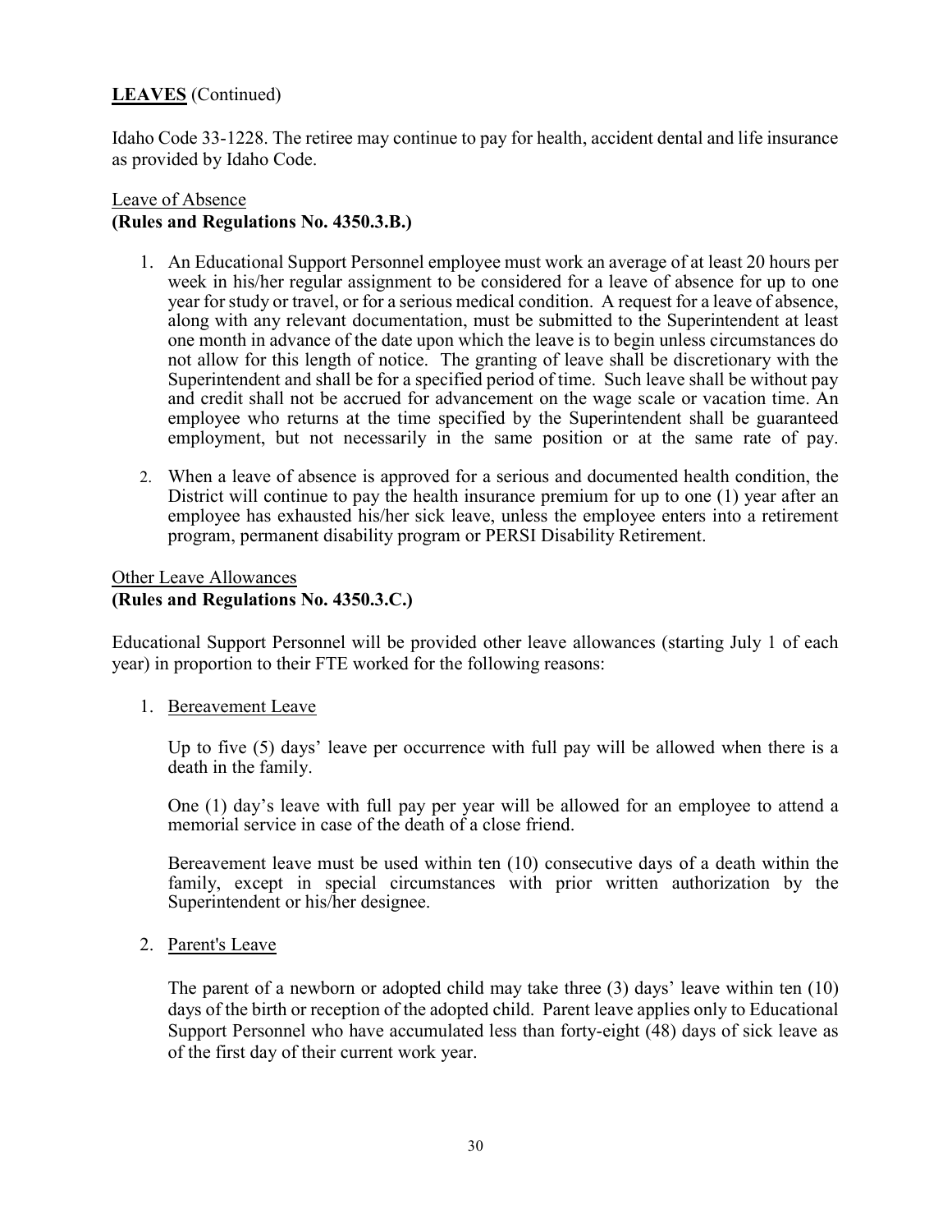**LEAVES** (Continued)

Idaho Code 33-1228. The retiree may continue to pay for health, accident dental and life insurance as provided by Idaho Code.

Leave of Absence
**(Rules and Regulations No. 4350.3.B.)**

1. An Educational Support Personnel employee must work an average of at least 20 hours per week in his/her regular assignment to be considered for a leave of absence for up to one year for study or travel, or for a serious medical condition. A request for a leave of absence, along with any relevant documentation, must be submitted to the Superintendent at least one month in advance of the date upon which the leave is to begin unless circumstances do not allow for this length of notice. The granting of leave shall be discretionary with the Superintendent and shall be for a specified period of time. Such leave shall be without pay and credit shall not be accrued for advancement on the wage scale or vacation time. An employee who returns at the time specified by the Superintendent shall be guaranteed employment, but not necessarily in the same position or at the same rate of pay.

2. When a leave of absence is approved for a serious and documented health condition, the District will continue to pay the health insurance premium for up to one (1) year after an employee has exhausted his/her sick leave, unless the employee enters into a retirement program, permanent disability program or PERSI Disability Retirement.

Other Leave Allowances
**(Rules and Regulations No. 4350.3.C.)**

Educational Support Personnel will be provided other leave allowances (starting July 1 of each year) in proportion to their FTE worked for the following reasons:

1. Bereavement Leave

   Up to five (5) days' leave per occurrence with full pay will be allowed when there is a death in the family.

   One (1) day's leave with full pay per year will be allowed for an employee to attend a memorial service in case of the death of a close friend.

   Bereavement leave must be used within ten (10) consecutive days of a death within the family, except in special circumstances with prior written authorization by the Superintendent or his/her designee.

2. Parent's Leave

   The parent of a newborn or adopted child may take three (3) days' leave within ten (10) days of the birth or reception of the adopted child. Parent leave applies only to Educational Support Personnel who have accumulated less than forty-eight (48) days of sick leave as of the first day of their current work year.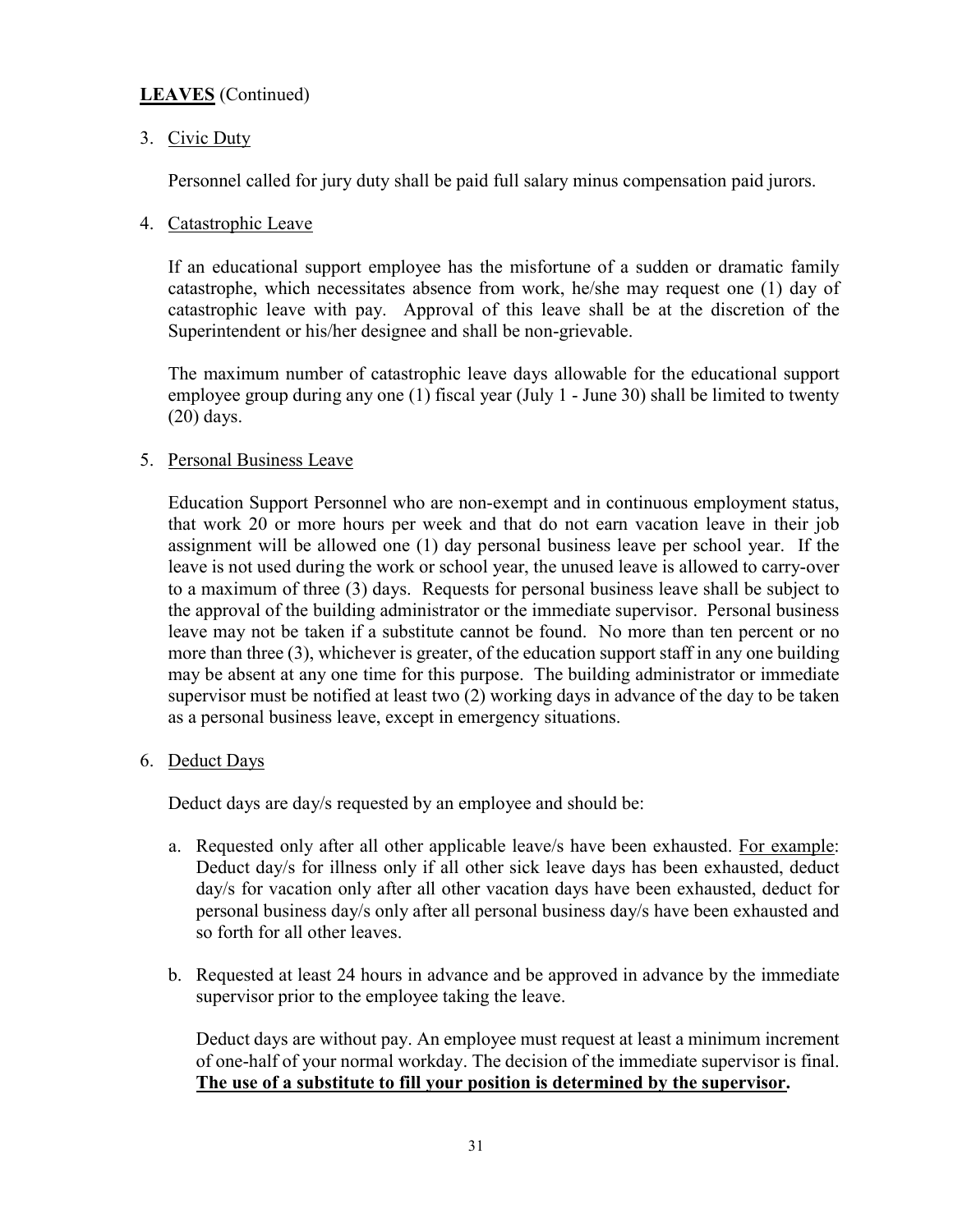**LEAVES** (Continued)

3. Civic Duty

   Personnel called for jury duty shall be paid full salary minus compensation paid jurors.

4. Catastrophic Leave

   If an educational support employee has the misfortune of a sudden or dramatic family catastrophe, which necessitates absence from work, he/she may request one (1) day of catastrophic leave with pay. Approval of this leave shall be at the discretion of the Superintendent or his/her designee and shall be non-grievable.

   The maximum number of catastrophic leave days allowable for the educational support employee group during any one (1) fiscal year (July 1 - June 30) shall be limited to twenty (20) days.

5. Personal Business Leave

   Education Support Personnel who are non-exempt and in continuous employment status, that work 20 or more hours per week and that do not earn vacation leave in their job assignment will be allowed one (1) day personal business leave per school year. If the leave is not used during the work or school year, the unused leave is allowed to carry-over to a maximum of three (3) days. Requests for personal business leave shall be subject to the approval of the building administrator or the immediate supervisor. Personal business leave may not be taken if a substitute cannot be found. No more than ten percent or no more than three (3), whichever is greater, of the education support staff in any one building may be absent at any one time for this purpose. The building administrator or immediate supervisor must be notified at least two (2) working days in advance of the day to be taken as a personal business leave, except in emergency situations.

6. Deduct Days

   Deduct days are day/s requested by an employee and should be:

   a. Requested only after all other applicable leave/s have been exhausted. For example: Deduct day/s for illness only if all other sick leave days has been exhausted, deduct day/s for vacation only after all other vacation days have been exhausted, deduct for personal business day/s only after all personal business day/s have been exhausted and so forth for all other leaves.

   b. Requested at least 24 hours in advance and be approved in advance by the immediate supervisor prior to the employee taking the leave.

      Deduct days are without pay. An employee must request at least a minimum increment of one-half of your normal workday. The decision of the immediate supervisor is final. **The use of a substitute to fill your position is determined by the supervisor.**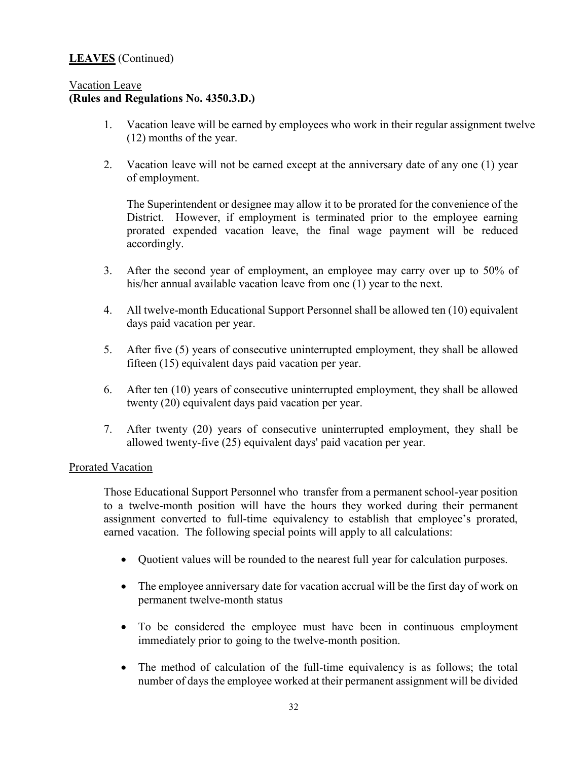**LEAVES** (Continued)

Vacation Leave
**(Rules and Regulations No. 4350.3.D.)**

1. Vacation leave will be earned by employees who work in their regular assignment twelve (12) months of the year.

2. Vacation leave will not be earned except at the anniversary date of any one (1) year of employment.

   The Superintendent or designee may allow it to be prorated for the convenience of the District. However, if employment is terminated prior to the employee earning prorated expended vacation leave, the final wage payment will be reduced accordingly.

3. After the second year of employment, an employee may carry over up to 50% of his/her annual available vacation leave from one (1) year to the next.

4. All twelve-month Educational Support Personnel shall be allowed ten (10) equivalent days paid vacation per year.

5. After five (5) years of consecutive uninterrupted employment, they shall be allowed fifteen (15) equivalent days paid vacation per year.

6. After ten (10) years of consecutive uninterrupted employment, they shall be allowed twenty (20) equivalent days paid vacation per year.

7. After twenty (20) years of consecutive uninterrupted employment, they shall be allowed twenty-five (25) equivalent days' paid vacation per year.

Prorated Vacation

Those Educational Support Personnel who transfer from a permanent school-year position to a twelve-month position will have the hours they worked during their permanent assignment converted to full-time equivalency to establish that employee's prorated, earned vacation. The following special points will apply to all calculations:

- Quotient values will be rounded to the nearest full year for calculation purposes.
- The employee anniversary date for vacation accrual will be the first day of work on permanent twelve-month status
- To be considered the employee must have been in continuous employment immediately prior to going to the twelve-month position.
- The method of calculation of the full-time equivalency is as follows; the total number of days the employee worked at their permanent assignment will be divided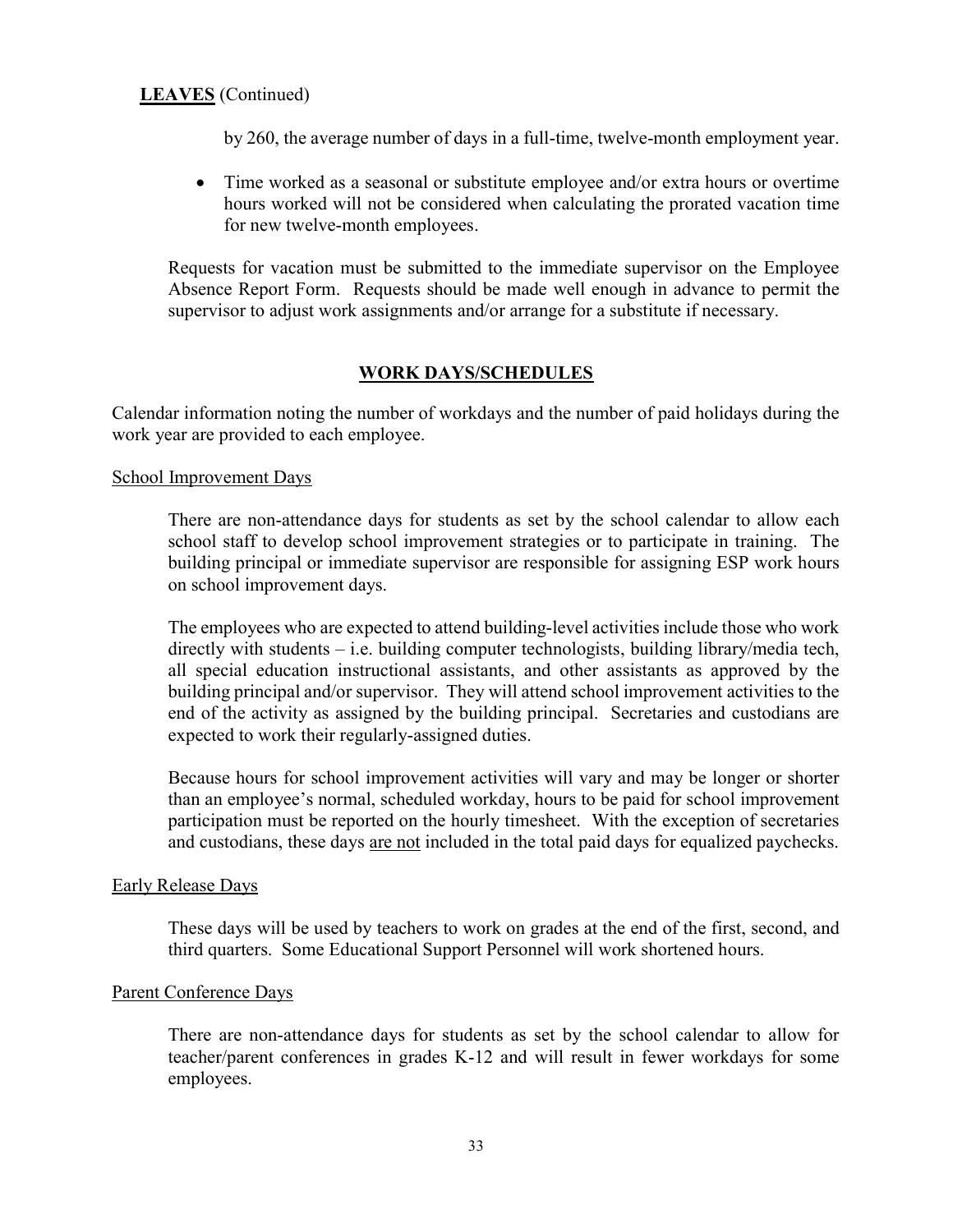**LEAVES** (Continued)

by 260, the average number of days in a full-time, twelve-month employment year.

- Time worked as a seasonal or substitute employee and/or extra hours or overtime hours worked will not be considered when calculating the prorated vacation time for new twelve-month employees.

Requests for vacation must be submitted to the immediate supervisor on the Employee Absence Report Form. Requests should be made well enough in advance to permit the supervisor to adjust work assignments and/or arrange for a substitute if necessary.

## WORK DAYS/SCHEDULES

Calendar information noting the number of workdays and the number of paid holidays during the work year are provided to each employee.

School Improvement Days

There are non-attendance days for students as set by the school calendar to allow each school staff to develop school improvement strategies or to participate in training. The building principal or immediate supervisor are responsible for assigning ESP work hours on school improvement days.

The employees who are expected to attend building-level activities include those who work directly with students – i.e. building computer technologists, building library/media tech, all special education instructional assistants, and other assistants as approved by the building principal and/or supervisor. They will attend school improvement activities to the end of the activity as assigned by the building principal. Secretaries and custodians are expected to work their regularly-assigned duties.

Because hours for school improvement activities will vary and may be longer or shorter than an employee's normal, scheduled workday, hours to be paid for school improvement participation must be reported on the hourly timesheet. With the exception of secretaries and custodians, these days are not included in the total paid days for equalized paychecks.

Early Release Days

These days will be used by teachers to work on grades at the end of the first, second, and third quarters. Some Educational Support Personnel will work shortened hours.

Parent Conference Days

There are non-attendance days for students as set by the school calendar to allow for teacher/parent conferences in grades K-12 and will result in fewer workdays for some employees.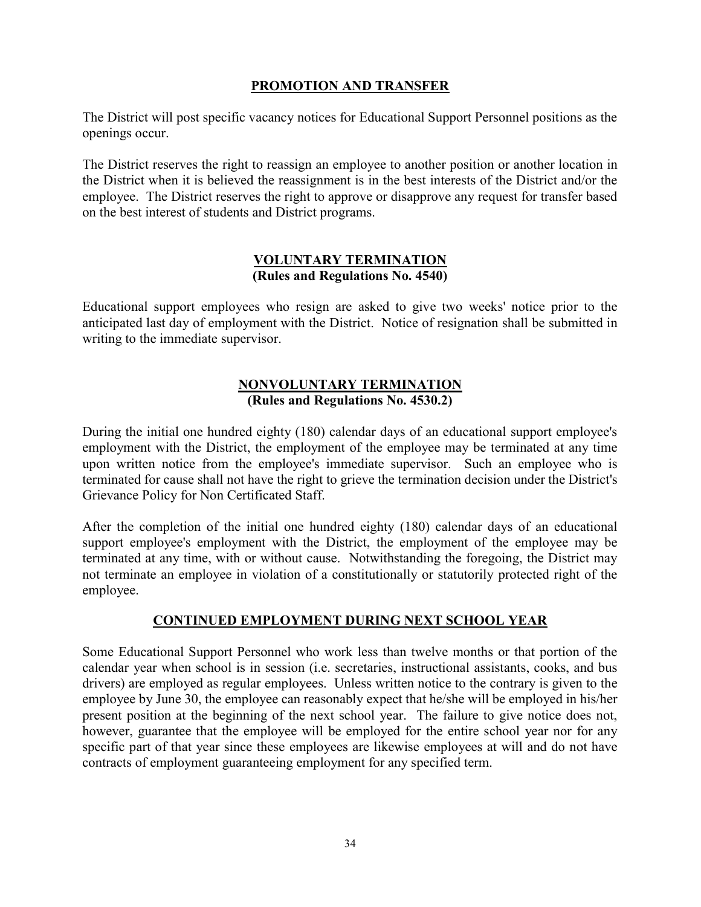## PROMOTION AND TRANSFER

The District will post specific vacancy notices for Educational Support Personnel positions as the openings occur.

The District reserves the right to reassign an employee to another position or another location in the District when it is believed the reassignment is in the best interests of the District and/or the employee. The District reserves the right to approve or disapprove any request for transfer based on the best interest of students and District programs.

## VOLUNTARY TERMINATION
**(Rules and Regulations No. 4540)**

Educational support employees who resign are asked to give two weeks' notice prior to the anticipated last day of employment with the District. Notice of resignation shall be submitted in writing to the immediate supervisor.

## NONVOLUNTARY TERMINATION
**(Rules and Regulations No. 4530.2)**

During the initial one hundred eighty (180) calendar days of an educational support employee's employment with the District, the employment of the employee may be terminated at any time upon written notice from the employee's immediate supervisor. Such an employee who is terminated for cause shall not have the right to grieve the termination decision under the District's Grievance Policy for Non Certificated Staff.

After the completion of the initial one hundred eighty (180) calendar days of an educational support employee's employment with the District, the employment of the employee may be terminated at any time, with or without cause. Notwithstanding the foregoing, the District may not terminate an employee in violation of a constitutionally or statutorily protected right of the employee.

## CONTINUED EMPLOYMENT DURING NEXT SCHOOL YEAR

Some Educational Support Personnel who work less than twelve months or that portion of the calendar year when school is in session (i.e. secretaries, instructional assistants, cooks, and bus drivers) are employed as regular employees. Unless written notice to the contrary is given to the employee by June 30, the employee can reasonably expect that he/she will be employed in his/her present position at the beginning of the next school year. The failure to give notice does not, however, guarantee that the employee will be employed for the entire school year nor for any specific part of that year since these employees are likewise employees at will and do not have contracts of employment guaranteeing employment for any specified term.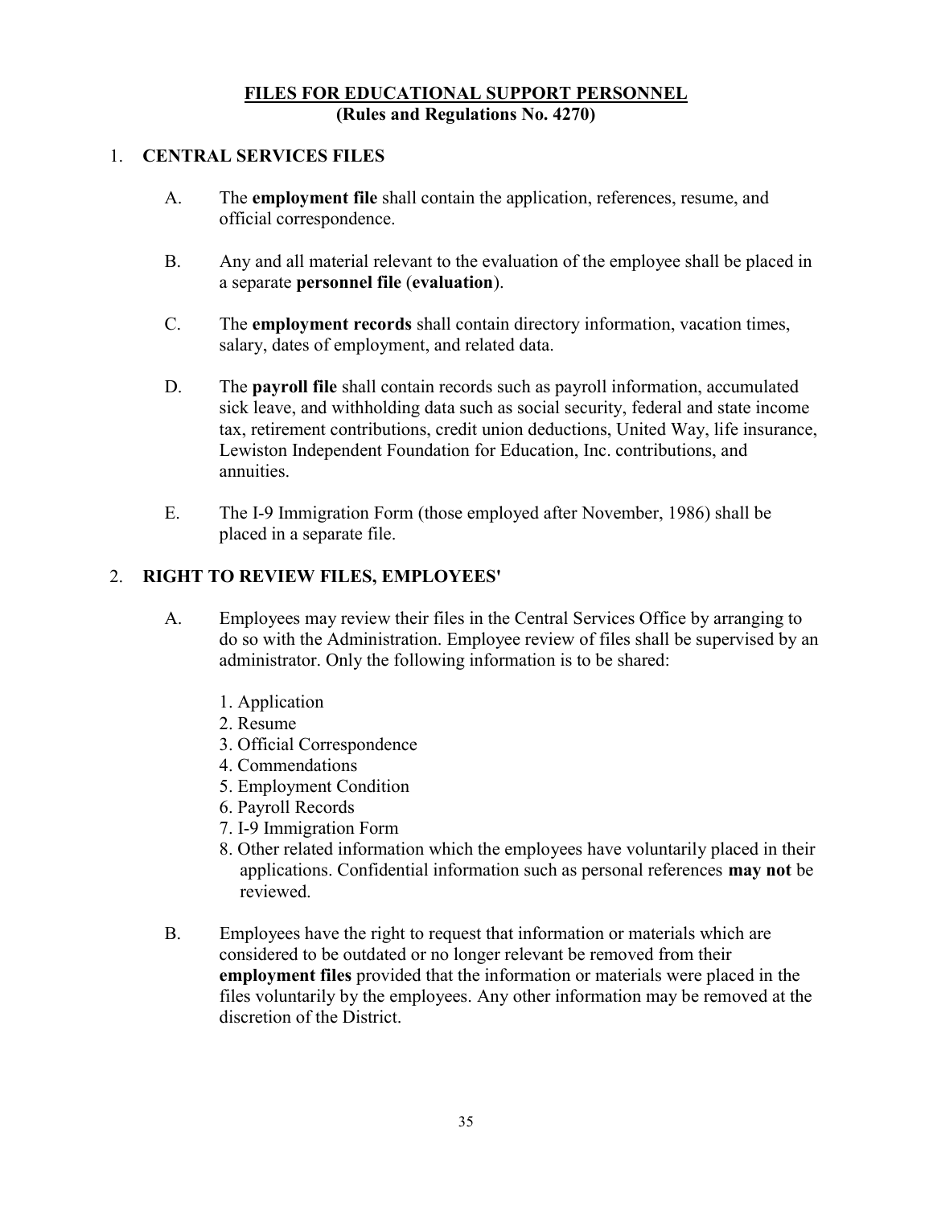# FILES FOR EDUCATIONAL SUPPORT PERSONNEL
## (Rules and Regulations No. 4270)

1. **CENTRAL SERVICES FILES**

   A. The **employment file** shall contain the application, references, resume, and official correspondence.

   B. Any and all material relevant to the evaluation of the employee shall be placed in a separate **personnel file** (**evaluation**).

   C. The **employment records** shall contain directory information, vacation times, salary, dates of employment, and related data.

   D. The **payroll file** shall contain records such as payroll information, accumulated sick leave, and withholding data such as social security, federal and state income tax, retirement contributions, credit union deductions, United Way, life insurance, Lewiston Independent Foundation for Education, Inc. contributions, and annuities.

   E. The I-9 Immigration Form (those employed after November, 1986) shall be placed in a separate file.

2. **RIGHT TO REVIEW FILES, EMPLOYEES'**

   A. Employees may review their files in the Central Services Office by arranging to do so with the Administration. Employee review of files shall be supervised by an administrator. Only the following information is to be shared:

      1. Application
      2. Resume
      3. Official Correspondence
      4. Commendations
      5. Employment Condition
      6. Payroll Records
      7. I-9 Immigration Form
      8. Other related information which the employees have voluntarily placed in their applications. Confidential information such as personal references **may not** be reviewed.

   B. Employees have the right to request that information or materials which are considered to be outdated or no longer relevant be removed from their **employment files** provided that the information or materials were placed in the files voluntarily by the employees. Any other information may be removed at the discretion of the District.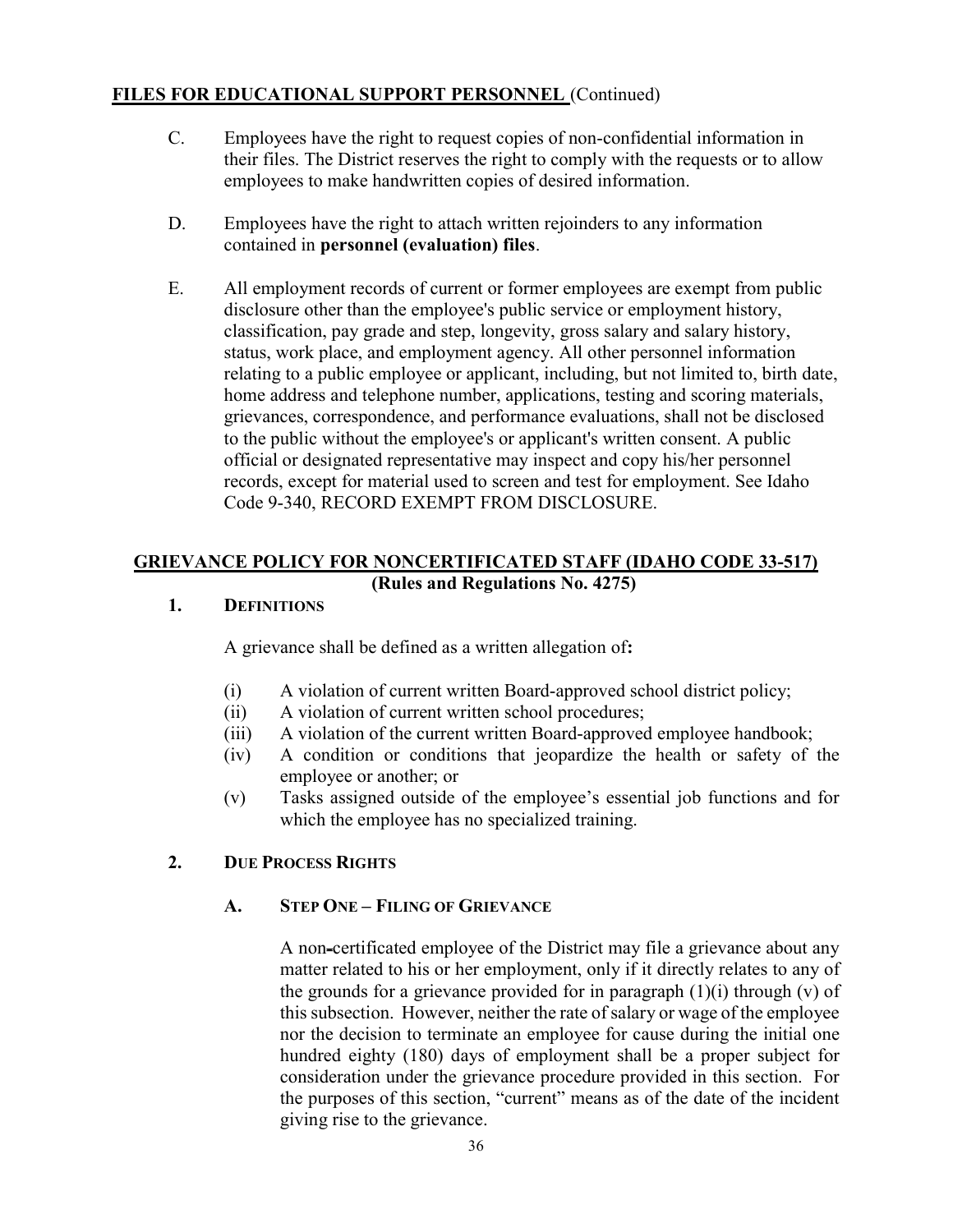## FILES FOR EDUCATIONAL SUPPORT PERSONNEL (Continued)

C. Employees have the right to request copies of non-confidential information in their files. The District reserves the right to comply with the requests or to allow employees to make handwritten copies of desired information.

D. Employees have the right to attach written rejoinders to any information contained in **personnel (evaluation) files**.

E. All employment records of current or former employees are exempt from public disclosure other than the employee's public service or employment history, classification, pay grade and step, longevity, gross salary and salary history, status, work place, and employment agency. All other personnel information relating to a public employee or applicant, including, but not limited to, birth date, home address and telephone number, applications, testing and scoring materials, grievances, correspondence, and performance evaluations, shall not be disclosed to the public without the employee's or applicant's written consent. A public official or designated representative may inspect and copy his/her personnel records, except for material used to screen and test for employment. See Idaho Code 9-340, RECORD EXEMPT FROM DISCLOSURE.

## GRIEVANCE POLICY FOR NONCERTIFICATED STAFF (IDAHO CODE 33-517)
**(Rules and Regulations No. 4275)**

### 1. DEFINITIONS

A grievance shall be defined as a written allegation of**:**

(i) A violation of current written Board-approved school district policy;
(ii) A violation of current written school procedures;
(iii) A violation of the current written Board-approved employee handbook;
(iv) A condition or conditions that jeopardize the health or safety of the employee or another; or
(v) Tasks assigned outside of the employee's essential job functions and for which the employee has no specialized training.

### 2. DUE PROCESS RIGHTS

#### A. STEP ONE – FILING OF GRIEVANCE

A non-certificated employee of the District may file a grievance about any matter related to his or her employment, only if it directly relates to any of the grounds for a grievance provided for in paragraph (1)(i) through (v) of this subsection. However, neither the rate of salary or wage of the employee nor the decision to terminate an employee for cause during the initial one hundred eighty (180) days of employment shall be a proper subject for consideration under the grievance procedure provided in this section. For the purposes of this section, "current" means as of the date of the incident giving rise to the grievance.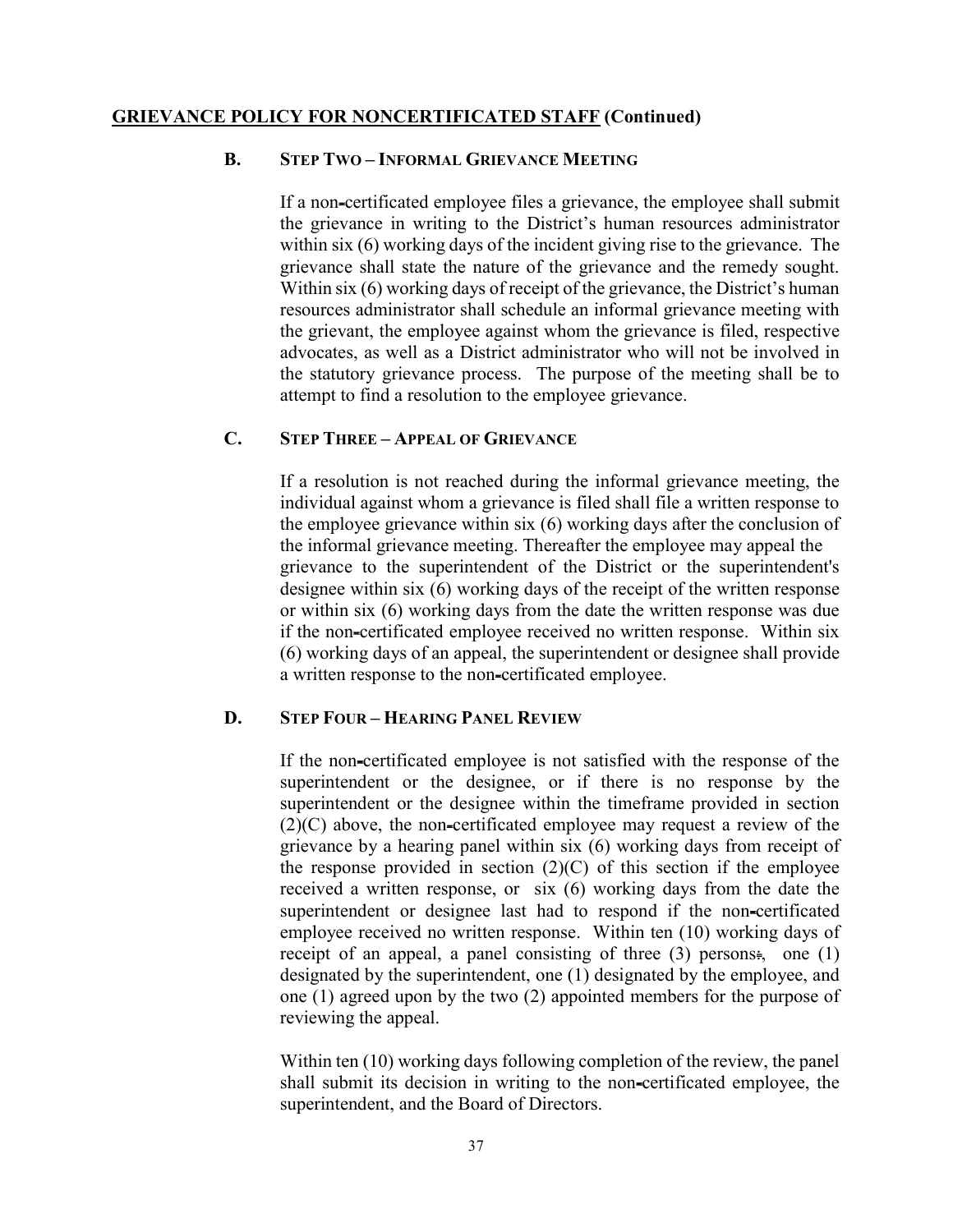## GRIEVANCE POLICY FOR NONCERTIFICATED STAFF (Continued)

### B. STEP TWO – INFORMAL GRIEVANCE MEETING

If a non-certificated employee files a grievance, the employee shall submit the grievance in writing to the District's human resources administrator within six (6) working days of the incident giving rise to the grievance. The grievance shall state the nature of the grievance and the remedy sought. Within six (6) working days of receipt of the grievance, the District's human resources administrator shall schedule an informal grievance meeting with the grievant, the employee against whom the grievance is filed, respective advocates, as well as a District administrator who will not be involved in the statutory grievance process. The purpose of the meeting shall be to attempt to find a resolution to the employee grievance.

### C. STEP THREE – APPEAL OF GRIEVANCE

If a resolution is not reached during the informal grievance meeting, the individual against whom a grievance is filed shall file a written response to the employee grievance within six (6) working days after the conclusion of the informal grievance meeting. Thereafter the employee may appeal the grievance to the superintendent of the District or the superintendent's designee within six (6) working days of the receipt of the written response or within six (6) working days from the date the written response was due if the non-certificated employee received no written response. Within six (6) working days of an appeal, the superintendent or designee shall provide a written response to the non-certificated employee.

### D. STEP FOUR – HEARING PANEL REVIEW

If the non-certificated employee is not satisfied with the response of the superintendent or the designee, or if there is no response by the superintendent or the designee within the timeframe provided in section (2)(C) above, the non-certificated employee may request a review of the grievance by a hearing panel within six (6) working days from receipt of the response provided in section (2)(C) of this section if the employee received a written response, or six (6) working days from the date the superintendent or designee last had to respond if the non-certificated employee received no written response. Within ten (10) working days of receipt of an appeal, a panel consisting of three (3) persons:, one (1) designated by the superintendent, one (1) designated by the employee, and one (1) agreed upon by the two (2) appointed members for the purpose of reviewing the appeal.

Within ten (10) working days following completion of the review, the panel shall submit its decision in writing to the non-certificated employee, the superintendent, and the Board of Directors.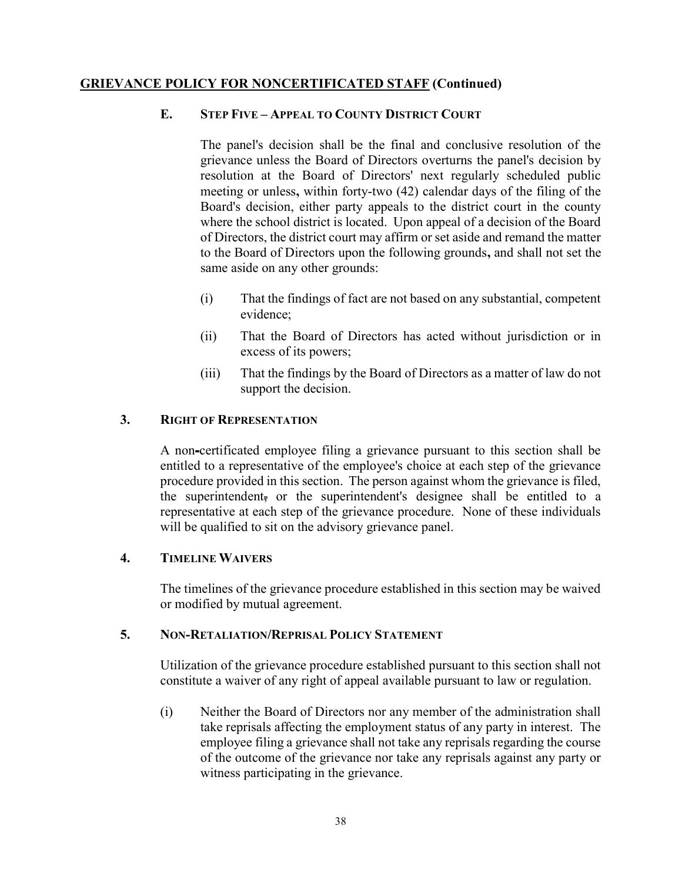## GRIEVANCE POLICY FOR NONCERTIFICATED STAFF (Continued)

### E. STEP FIVE – APPEAL TO COUNTY DISTRICT COURT

The panel's decision shall be the final and conclusive resolution of the grievance unless the Board of Directors overturns the panel's decision by resolution at the Board of Directors' next regularly scheduled public meeting or unless**,** within forty-two (42) calendar days of the filing of the Board's decision, either party appeals to the district court in the county where the school district is located. Upon appeal of a decision of the Board of Directors, the district court may affirm or set aside and remand the matter to the Board of Directors upon the following grounds**,** and shall not set the same aside on any other grounds:

(i) That the findings of fact are not based on any substantial, competent evidence;

(ii) That the Board of Directors has acted without jurisdiction or in excess of its powers;

(iii) That the findings by the Board of Directors as a matter of law do not support the decision.

### 3. RIGHT OF REPRESENTATION

A non-certificated employee filing a grievance pursuant to this section shall be entitled to a representative of the employee's choice at each step of the grievance procedure provided in this section. The person against whom the grievance is filed, the superintendent, or the superintendent's designee shall be entitled to a representative at each step of the grievance procedure. None of these individuals will be qualified to sit on the advisory grievance panel.

### 4. TIMELINE WAIVERS

The timelines of the grievance procedure established in this section may be waived or modified by mutual agreement.

### 5. NON-RETALIATION/REPRISAL POLICY STATEMENT

Utilization of the grievance procedure established pursuant to this section shall not constitute a waiver of any right of appeal available pursuant to law or regulation.

(i) Neither the Board of Directors nor any member of the administration shall take reprisals affecting the employment status of any party in interest. The employee filing a grievance shall not take any reprisals regarding the course of the outcome of the grievance nor take any reprisals against any party or witness participating in the grievance.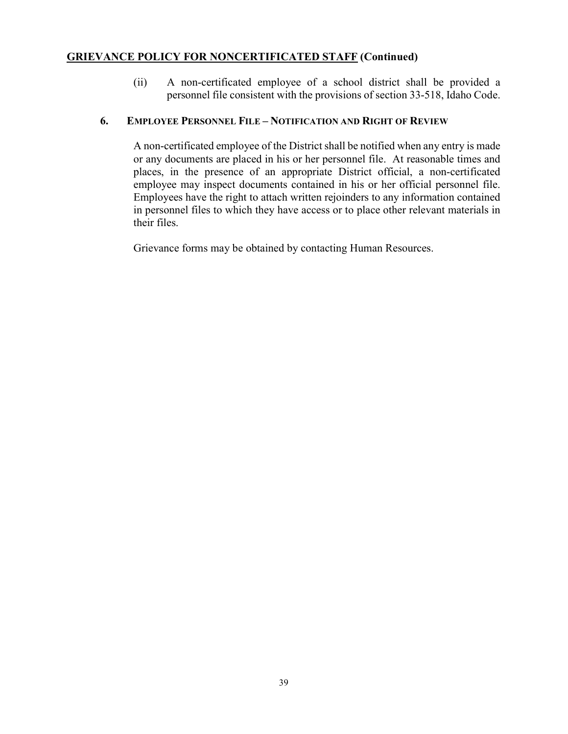## GRIEVANCE POLICY FOR NONCERTIFICATED STAFF (Continued)

(ii) A non-certificated employee of a school district shall be provided a personnel file consistent with the provisions of section 33-518, Idaho Code.

### 6. EMPLOYEE PERSONNEL FILE – NOTIFICATION AND RIGHT OF REVIEW

A non-certificated employee of the District shall be notified when any entry is made or any documents are placed in his or her personnel file. At reasonable times and places, in the presence of an appropriate District official, a non-certificated employee may inspect documents contained in his or her official personnel file. Employees have the right to attach written rejoinders to any information contained in personnel files to which they have access or to place other relevant materials in their files.

Grievance forms may be obtained by contacting Human Resources.